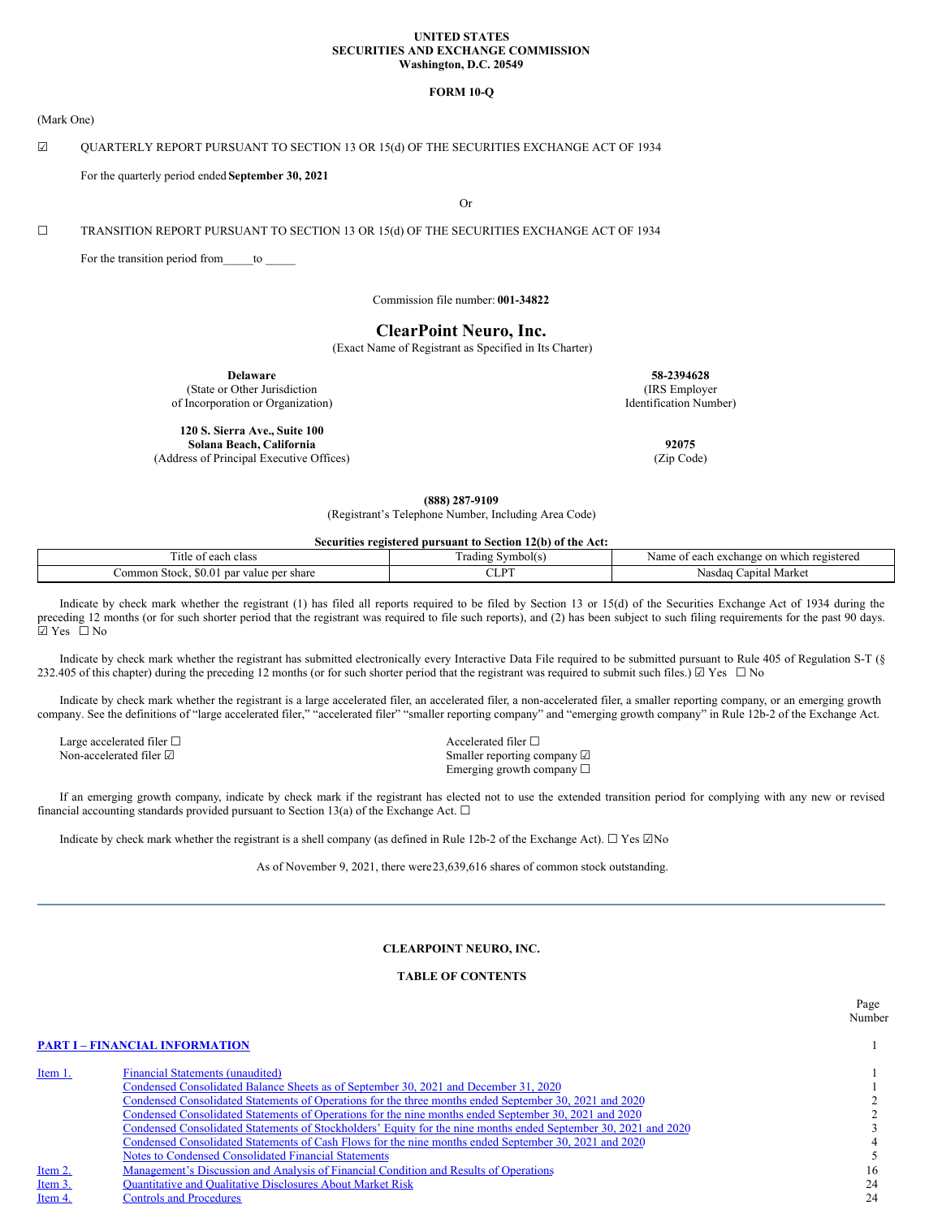**UNITED STATES**
**SECURITIES AND EXCHANGE COMMISSION**
**Washington, D.C. 20549**

**FORM 10-Q**

(Mark One)

☑ QUARTERLY REPORT PURSUANT TO SECTION 13 OR 15(d) OF THE SECURITIES EXCHANGE ACT OF 1934

For the quarterly period ended **September 30, 2021**

Or

☐ TRANSITION REPORT PURSUANT TO SECTION 13 OR 15(d) OF THE SECURITIES EXCHANGE ACT OF 1934

For the transition period from_____to _____

Commission file number: **001-34822**

# ClearPoint Neuro, Inc.

(Exact Name of Registrant as Specified in Its Charter)

| | |
|---|---|
| **Delaware**<br>(State or Other Jurisdiction of Incorporation or Organization) | **58-2394628**<br>(IRS Employer Identification Number) |
| **120 S. Sierra Ave., Suite 100**<br>**Solana Beach, California**<br>(Address of Principal Executive Offices) | **92075**<br>(Zip Code) |

**(888) 287-9109**
(Registrant's Telephone Number, Including Area Code)

**Securities registered pursuant to Section 12(b) of the Act:**

| Title of each class | Trading Symbol(s) | Name of each exchange on which registered |
|---|---|---|
| Common Stock, $0.01 par value per share | CLPT | Nasdaq Capital Market |

Indicate by check mark whether the registrant (1) has filed all reports required to be filed by Section 13 or 15(d) of the Securities Exchange Act of 1934 during the preceding 12 months (or for such shorter period that the registrant was required to file such reports), and (2) has been subject to such filing requirements for the past 90 days. ☑ Yes ☐ No

Indicate by check mark whether the registrant has submitted electronically every Interactive Data File required to be submitted pursuant to Rule 405 of Regulation S-T (§ 232.405 of this chapter) during the preceding 12 months (or for such shorter period that the registrant was required to submit such files.) ☑ Yes ☐ No

Indicate by check mark whether the registrant is a large accelerated filer, an accelerated filer, a non-accelerated filer, a smaller reporting company, or an emerging growth company. See the definitions of "large accelerated filer," "accelerated filer" "smaller reporting company" and "emerging growth company" in Rule 12b-2 of the Exchange Act.

| | |
|---|---|
| Large accelerated filer ☐ | Accelerated filer ☐ |
| Non-accelerated filer ☑ | Smaller reporting company ☑ |
| | Emerging growth company ☐ |

If an emerging growth company, indicate by check mark if the registrant has elected not to use the extended transition period for complying with any new or revised financial accounting standards provided pursuant to Section 13(a) of the Exchange Act. ☐

Indicate by check mark whether the registrant is a shell company (as defined in Rule 12b-2 of the Exchange Act). ☐ Yes ☑No

As of November 9, 2021, there were 23,639,616 shares of common stock outstanding.

---

**CLEARPOINT NEURO, INC.**

**TABLE OF CONTENTS**

| | | Page Number |
|---|---|---|
| **PART I – FINANCIAL INFORMATION** | | 1 |
| Item 1. | Financial Statements (unaudited) | 1 |
| | Condensed Consolidated Balance Sheets as of September 30, 2021 and December 31, 2020 | 1 |
| | Condensed Consolidated Statements of Operations for the three months ended September 30, 2021 and 2020 | 2 |
| | Condensed Consolidated Statements of Operations for the nine months ended September 30, 2021 and 2020 | 2 |
| | Condensed Consolidated Statements of Stockholders' Equity for the nine months ended September 30, 2021 and 2020 | 3 |
| | Condensed Consolidated Statements of Cash Flows for the nine months ended September 30, 2021 and 2020 | 4 |
| | Notes to Condensed Consolidated Financial Statements | 5 |
| Item 2. | Management's Discussion and Analysis of Financial Condition and Results of Operations | 16 |
| Item 3. | Quantitative and Qualitative Disclosures About Market Risk | 24 |
| Item 4. | Controls and Procedures | 24 |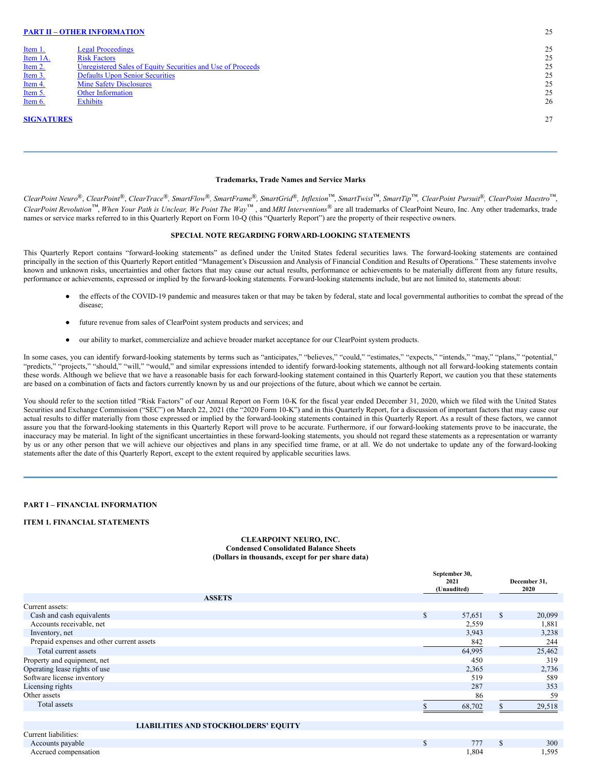| | |
|---|---|
| **PART II – OTHER INFORMATION** | 25 |
| Item 1. Legal Proceedings | 25 |
| Item 1A. Risk Factors | 25 |
| Item 2. Unregistered Sales of Equity Securities and Use of Proceeds | 25 |
| Item 3. Defaults Upon Senior Securities | 25 |
| Item 4. Mine Safety Disclosures | 25 |
| Item 5. Other Information | 25 |
| Item 6. Exhibits | 26 |
| **SIGNATURES** | 27 |

**Trademarks, Trade Names and Service Marks**

*ClearPoint Neuro®*, *ClearPoint®*, *ClearTrace®*, *SmartFlow®*, *SmartFrame®*, *SmartGrid®*, *Inflexion™*, *SmartTwist™*, *SmartTip™*, *ClearPoint Pursuit®*, *ClearPoint Maestro™*, *ClearPoint Revolution™*, *When Your Path is Unclear, We Point The Way™* , and *MRI Interventions®* are all trademarks of ClearPoint Neuro, Inc. Any other trademarks, trade names or service marks referred to in this Quarterly Report on Form 10-Q (this "Quarterly Report") are the property of their respective owners.

**SPECIAL NOTE REGARDING FORWARD-LOOKING STATEMENTS**

This Quarterly Report contains "forward-looking statements" as defined under the United States federal securities laws. The forward-looking statements are contained principally in the section of this Quarterly Report entitled "Management's Discussion and Analysis of Financial Condition and Results of Operations." These statements involve known and unknown risks, uncertainties and other factors that may cause our actual results, performance or achievements to be materially different from any future results, performance or achievements, expressed or implied by the forward-looking statements. Forward-looking statements include, but are not limited to, statements about:

- the effects of the COVID-19 pandemic and measures taken or that may be taken by federal, state and local governmental authorities to combat the spread of the disease;
- future revenue from sales of ClearPoint system products and services; and
- our ability to market, commercialize and achieve broader market acceptance for our ClearPoint system products.

In some cases, you can identify forward-looking statements by terms such as "anticipates," "believes," "could," "estimates," "expects," "intends," "may," "plans," "potential," "predicts," "projects," "should," "will," "would," and similar expressions intended to identify forward-looking statements, although not all forward-looking statements contain these words. Although we believe that we have a reasonable basis for each forward-looking statement contained in this Quarterly Report, we caution you that these statements are based on a combination of facts and factors currently known by us and our projections of the future, about which we cannot be certain.

You should refer to the section titled "Risk Factors" of our Annual Report on Form 10-K for the fiscal year ended December 31, 2020, which we filed with the United States Securities and Exchange Commission ("SEC") on March 22, 2021 (the "2020 Form 10-K") and in this Quarterly Report, for a discussion of important factors that may cause our actual results to differ materially from those expressed or implied by the forward-looking statements contained in this Quarterly Report. As a result of these factors, we cannot assure you that the forward-looking statements in this Quarterly Report will prove to be accurate. Furthermore, if our forward-looking statements prove to be inaccurate, the inaccuracy may be material. In light of the significant uncertainties in these forward-looking statements, you should not regard these statements as a representation or warranty by us or any other person that we will achieve our objectives and plans in any specified time frame, or at all. We do not undertake to update any of the forward-looking statements after the date of this Quarterly Report, except to the extent required by applicable securities laws.

## PART I – FINANCIAL INFORMATION

## ITEM 1. FINANCIAL STATEMENTS

**CLEARPOINT NEURO, INC.**
**Condensed Consolidated Balance Sheets**
**(Dollars in thousands, except for per share data)**

| | September 30, 2021 (Unaudited) | December 31, 2020 |
|---|---|---|
| **ASSETS** | | |
| Current assets: | | |
| Cash and cash equivalents | $ 57,651 | $ 20,099 |
| Accounts receivable, net | 2,559 | 1,881 |
| Inventory, net | 3,943 | 3,238 |
| Prepaid expenses and other current assets | 842 | 244 |
| Total current assets | 64,995 | 25,462 |
| Property and equipment, net | 450 | 319 |
| Operating lease rights of use | 2,365 | 2,736 |
| Software license inventory | 519 | 589 |
| Licensing rights | 287 | 353 |
| Other assets | 86 | 59 |
| Total assets | $ 68,702 | $ 29,518 |
| **LIABILITIES AND STOCKHOLDERS' EQUITY** | | |
| Current liabilities: | | |
| Accounts payable | $ 777 | $ 300 |
| Accrued compensation | 1,804 | 1,595 |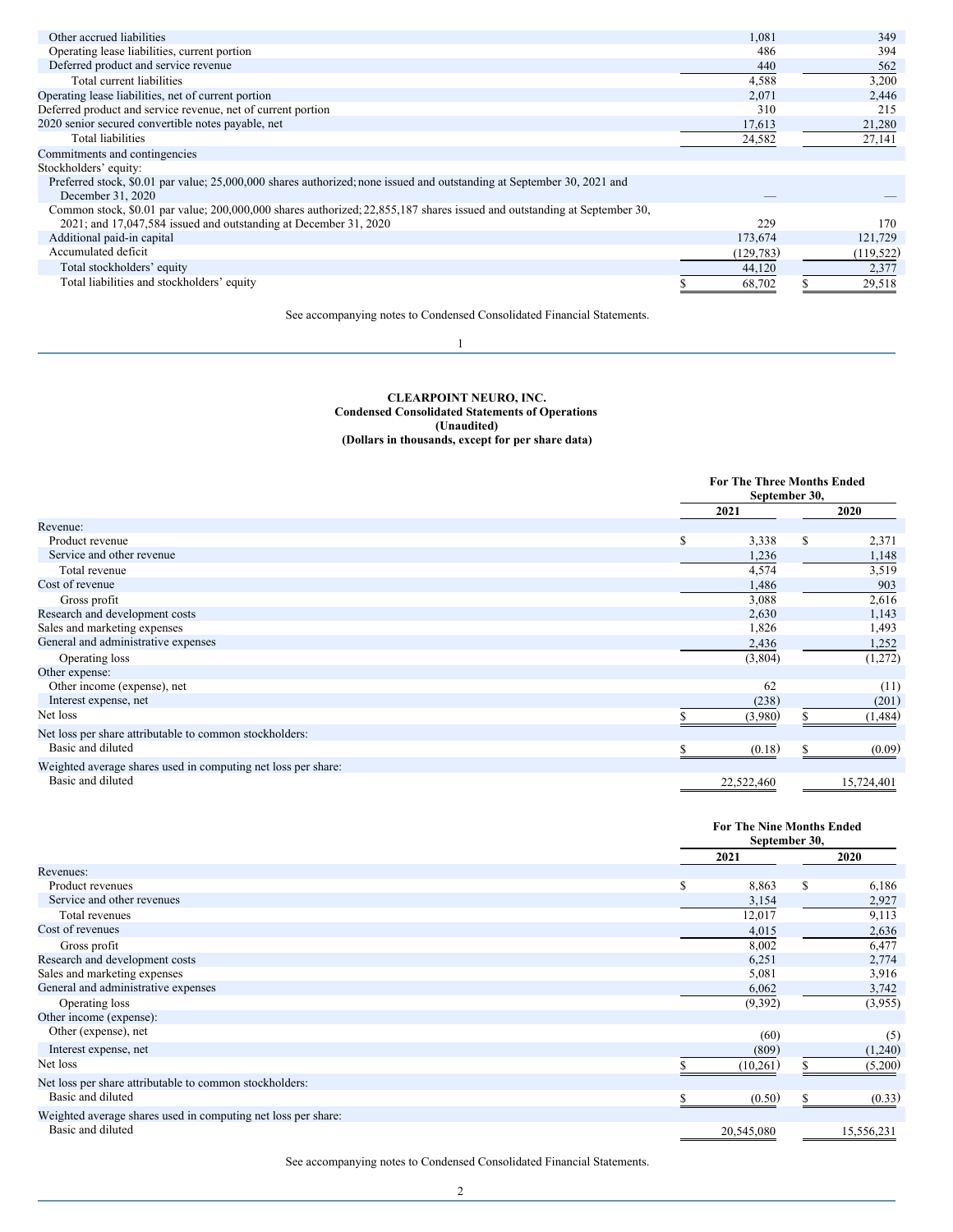| | September 30, 2021 | December 31, 2020 |
|---|---|---|
| Other accrued liabilities | 1,081 | 349 |
| Operating lease liabilities, current portion | 486 | 394 |
| Deferred product and service revenue | 440 | 562 |
| Total current liabilities | 4,588 | 3,200 |
| Operating lease liabilities, net of current portion | 2,071 | 2,446 |
| Deferred product and service revenue, net of current portion | 310 | 215 |
| 2020 senior secured convertible notes payable, net | 17,613 | 21,280 |
| Total liabilities | 24,582 | 27,141 |
| Commitments and contingencies | | |
| Stockholders' equity: | | |
| Preferred stock, $0.01 par value; 25,000,000 shares authorized; none issued and outstanding at September 30, 2021 and December 31, 2020 | — | — |
| Common stock, $0.01 par value; 200,000,000 shares authorized; 22,855,187 shares issued and outstanding at September 30, 2021; and 17,047,584 issued and outstanding at December 31, 2020 | 229 | 170 |
| Additional paid-in capital | 173,674 | 121,729 |
| Accumulated deficit | (129,783) | (119,522) |
| Total stockholders' equity | 44,120 | 2,377 |
| Total liabilities and stockholders' equity | $ 68,702 | $ 29,518 |

See accompanying notes to Condensed Consolidated Financial Statements.

**CLEARPOINT NEURO, INC.**
**Condensed Consolidated Statements of Operations**
**(Unaudited)**
**(Dollars in thousands, except for per share data)**

| | For The Three Months Ended September 30, | |
|---|---|---|
| | 2021 | 2020 |
| Revenue: | | |
| Product revenue | $ 3,338 | $ 2,371 |
| Service and other revenue | 1,236 | 1,148 |
| Total revenue | 4,574 | 3,519 |
| Cost of revenue | 1,486 | 903 |
| Gross profit | 3,088 | 2,616 |
| Research and development costs | 2,630 | 1,143 |
| Sales and marketing expenses | 1,826 | 1,493 |
| General and administrative expenses | 2,436 | 1,252 |
| Operating loss | (3,804) | (1,272) |
| Other expense: | | |
| Other income (expense), net | 62 | (11) |
| Interest expense, net | (238) | (201) |
| Net loss | $ (3,980) | $ (1,484) |
| Net loss per share attributable to common stockholders: | | |
| Basic and diluted | $ (0.18) | $ (0.09) |
| Weighted average shares used in computing net loss per share: | | |
| Basic and diluted | 22,522,460 | 15,724,401 |

| | For The Nine Months Ended September 30, | |
|---|---|---|
| | 2021 | 2020 |
| Revenues: | | |
| Product revenues | $ 8,863 | $ 6,186 |
| Service and other revenues | 3,154 | 2,927 |
| Total revenues | 12,017 | 9,113 |
| Cost of revenues | 4,015 | 2,636 |
| Gross profit | 8,002 | 6,477 |
| Research and development costs | 6,251 | 2,774 |
| Sales and marketing expenses | 5,081 | 3,916 |
| General and administrative expenses | 6,062 | 3,742 |
| Operating loss | (9,392) | (3,955) |
| Other income (expense): | | |
| Other (expense), net | (60) | (5) |
| Interest expense, net | (809) | (1,240) |
| Net loss | $ (10,261) | $ (5,200) |
| Net loss per share attributable to common stockholders: | | |
| Basic and diluted | $ (0.50) | $ (0.33) |
| Weighted average shares used in computing net loss per share: | | |
| Basic and diluted | 20,545,080 | 15,556,231 |

See accompanying notes to Condensed Consolidated Financial Statements.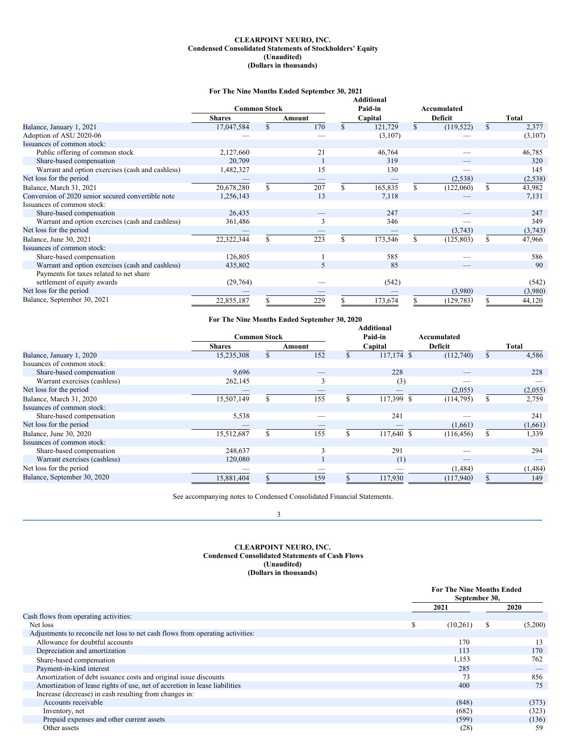**CLEARPOINT NEURO, INC.**
**Condensed Consolidated Statements of Stockholders' Equity**
**(Unaudited)**
**(Dollars in thousands)**

**For The Nine Months Ended September 30, 2021**

| | Common Stock | | Additional Paid-in | Accumulated | |
|---|---|---|---|---|---|
| | Shares | Amount | Capital | Deficit | Total |
| Balance, January 1, 2021 | 17,047,584 | $ 170 | $ 121,729 | $ (119,522) | $ 2,377 |
| Adoption of ASU 2020-06 | — | — | (3,107) | — | (3,107) |
| Issuances of common stock: | | | | | |
| Public offering of common stock | 2,127,660 | 21 | 46,764 | — | 46,785 |
| Share-based compensation | 20,709 | 1 | 319 | — | 320 |
| Warrant and option exercises (cash and cashless) | 1,482,327 | 15 | 130 | — | 145 |
| Net loss for the period | — | — | — | (2,538) | (2,538) |
| Balance, March 31, 2021 | 20,678,280 | $ 207 | $ 165,835 | $ (122,060) | $ 43,982 |
| Conversion of 2020 senior secured convertible note | 1,256,143 | 13 | 7,118 | — | 7,131 |
| Issuances of common stock: | | | | | |
| Share-based compensation | 26,435 | — | 247 | — | 247 |
| Warrant and option exercises (cash and cashless) | 361,486 | 3 | 346 | — | 349 |
| Net loss for the period | — | — | — | (3,743) | (3,743) |
| Balance, June 30, 2021 | 22,322,344 | $ 223 | $ 173,546 | $ (125,803) | $ 47,966 |
| Issuances of common stock: | | | | | |
| Share-based compensation | 126,805 | 1 | 585 | — | 586 |
| Warrant and option exercises (cash and cashless) | 435,802 | 5 | 85 | — | 90 |
| Payments for taxes related to net share settlement of equity awards | (29,764) | — | (542) | | (542) |
| Net loss for the period | — | — | — | (3,980) | (3,980) |
| Balance, September 30, 2021 | 22,855,187 | $ 229 | $ 173,674 | $ (129,783) | $ 44,120 |

**For The Nine Months Ended September 30, 2020**

| | Common Stock | | Additional Paid-in | Accumulated | |
|---|---|---|---|---|---|
| | Shares | Amount | Capital | Deficit | Total |
| Balance, January 1, 2020 | 15,235,308 | $ 152 | $ 117,174 | $ (112,740) | $ 4,586 |
| Issuances of common stock: | | | | | |
| Share-based compensation | 9,696 | — | 228 | — | 228 |
| Warrant exercises (cashless) | 262,145 | 3 | (3) | — | — |
| Net loss for the period | — | — | — | (2,055) | (2,055) |
| Balance, March 31, 2020 | 15,507,149 | $ 155 | $ 117,399 | $ (114,795) | $ 2,759 |
| Issuances of common stock: | | | | | |
| Share-based compensation | 5,538 | — | 241 | — | 241 |
| Net loss for the period | — | — | — | (1,661) | (1,661) |
| Balance, June 30, 2020 | 15,512,687 | $ 155 | $ 117,640 | $ (116,456) | $ 1,339 |
| Issuances of common stock: | | | | | |
| Share-based compensation | 248,637 | 3 | 291 | — | 294 |
| Warrant exercises (cashless) | 120,080 | 1 | (1) | — | — |
| Net loss for the period | — | — | — | (1,484) | (1,484) |
| Balance, September 30, 2020 | 15,881,404 | $ 159 | $ 117,930 | (117,940) | $ 149 |

See accompanying notes to Condensed Consolidated Financial Statements.

**CLEARPOINT NEURO, INC.**
**Condensed Consolidated Statements of Cash Flows**
**(Unaudited)**
**(Dollars in thousands)**

| | For The Nine Months Ended September 30, | |
|---|---|---|
| | 2021 | 2020 |
| Cash flows from operating activities: | | |
| Net loss | $ (10,261) | $ (5,200) |
| Adjustments to reconcile net loss to net cash flows from operating activities: | | |
| Allowance for doubtful accounts | 170 | 13 |
| Depreciation and amortization | 113 | 170 |
| Share-based compensation | 1,153 | 762 |
| Payment-in-kind interest | 285 | — |
| Amortization of debt issuance costs and original issue discounts | 73 | 856 |
| Amortization of lease rights of use, net of accretion in lease liabilities | 400 | 75 |
| Increase (decrease) in cash resulting from changes in: | | |
| Accounts receivable | (848) | (373) |
| Inventory, net | (682) | (323) |
| Prepaid expenses and other current assets | (599) | (136) |
| Other assets | (28) | 59 |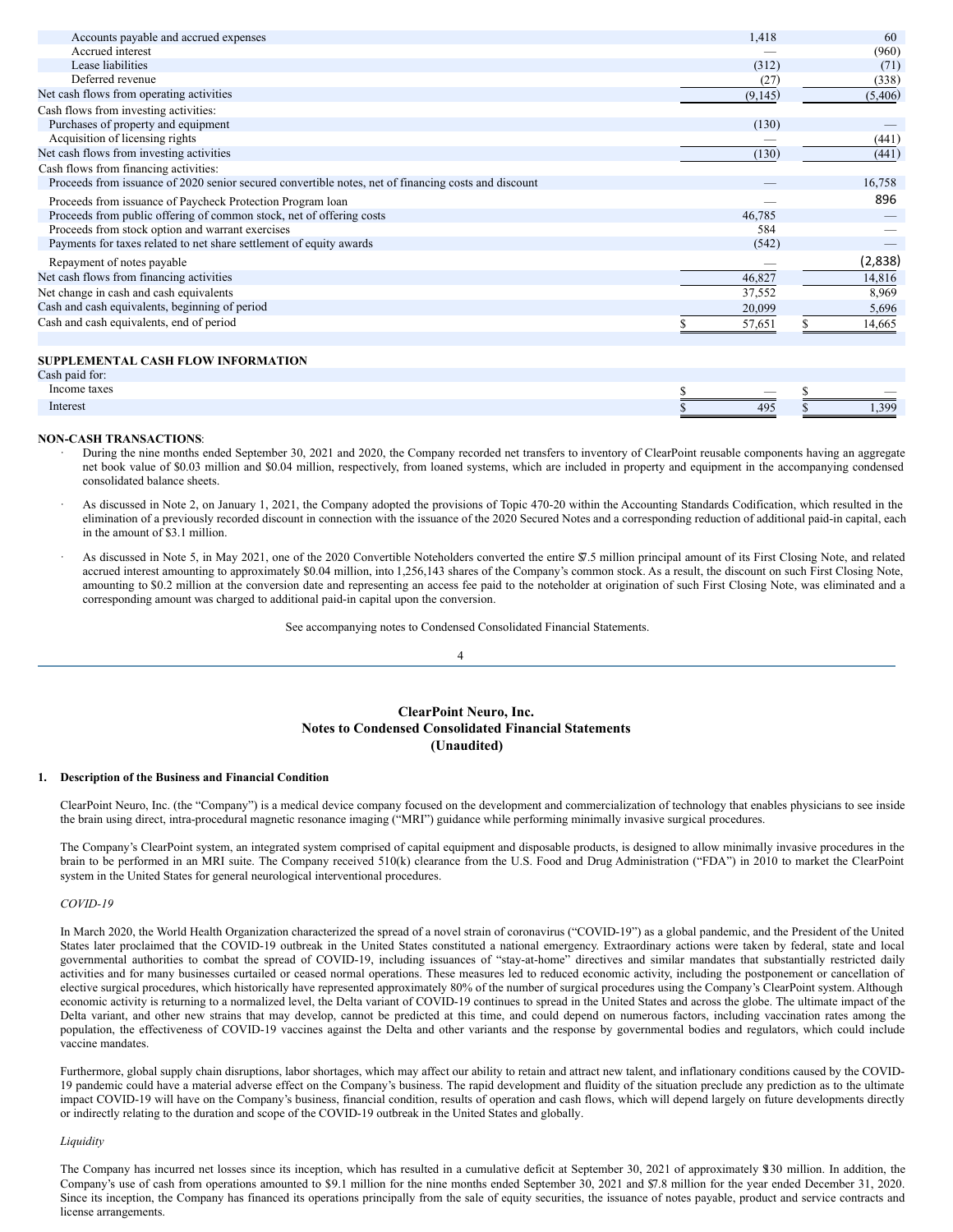| | | |
|---|---|---|
| Accounts payable and accrued expenses | 1,418 | 60 |
| Accrued interest | — | (960) |
| Lease liabilities | (312) | (71) |
| Deferred revenue | (27) | (338) |
| Net cash flows from operating activities | (9,145) | (5,406) |
| Cash flows from investing activities: | | |
| Purchases of property and equipment | (130) | — |
| Acquisition of licensing rights | — | (441) |
| Net cash flows from investing activities | (130) | (441) |
| Cash flows from financing activities: | | |
| Proceeds from issuance of 2020 senior secured convertible notes, net of financing costs and discount | — | 16,758 |
| Proceeds from issuance of Paycheck Protection Program loan | — | 896 |
| Proceeds from public offering of common stock, net of offering costs | 46,785 | — |
| Proceeds from stock option and warrant exercises | 584 | — |
| Payments for taxes related to net share settlement of equity awards | (542) | — |
| Repayment of notes payable | — | (2,838) |
| Net cash flows from financing activities | 46,827 | 14,816 |
| Net change in cash and cash equivalents | 37,552 | 8,969 |
| Cash and cash equivalents, beginning of period | 20,099 | 5,696 |
| Cash and cash equivalents, end of period | $ 57,651 | $ 14,665 |
| | | |
| **SUPPLEMENTAL CASH FLOW INFORMATION** | | |
| Cash paid for: | | |
| Income taxes | $ — | $ — |
| Interest | $ 495 | $ 1,399 |

**NON-CASH TRANSACTIONS**:

- During the nine months ended September 30, 2021 and 2020, the Company recorded net transfers to inventory of ClearPoint reusable components having an aggregate net book value of $0.03 million and $0.04 million, respectively, from loaned systems, which are included in property and equipment in the accompanying condensed consolidated balance sheets.
- As discussed in Note 2, on January 1, 2021, the Company adopted the provisions of Topic 470-20 within the Accounting Standards Codification, which resulted in the elimination of a previously recorded discount in connection with the issuance of the 2020 Secured Notes and a corresponding reduction of additional paid-in capital, each in the amount of $3.1 million.
- As discussed in Note 5, in May 2021, one of the 2020 Convertible Noteholders converted the entire $7.5 million principal amount of its First Closing Note, and related accrued interest amounting to approximately $0.04 million, into 1,256,143 shares of the Company's common stock. As a result, the discount on such First Closing Note, amounting to $0.2 million at the conversion date and representing an access fee paid to the noteholder at origination of such First Closing Note, was eliminated and a corresponding amount was charged to additional paid-in capital upon the conversion.

See accompanying notes to Condensed Consolidated Financial Statements.

# ClearPoint Neuro, Inc.
# Notes to Condensed Consolidated Financial Statements
# (Unaudited)

## 1. Description of the Business and Financial Condition

ClearPoint Neuro, Inc. (the "Company") is a medical device company focused on the development and commercialization of technology that enables physicians to see inside the brain using direct, intra-procedural magnetic resonance imaging ("MRI") guidance while performing minimally invasive surgical procedures.

The Company's ClearPoint system, an integrated system comprised of capital equipment and disposable products, is designed to allow minimally invasive procedures in the brain to be performed in an MRI suite. The Company received 510(k) clearance from the U.S. Food and Drug Administration ("FDA") in 2010 to market the ClearPoint system in the United States for general neurological interventional procedures.

*COVID-19*

In March 2020, the World Health Organization characterized the spread of a novel strain of coronavirus ("COVID-19") as a global pandemic, and the President of the United States later proclaimed that the COVID-19 outbreak in the United States constituted a national emergency. Extraordinary actions were taken by federal, state and local governmental authorities to combat the spread of COVID-19, including issuances of "stay-at-home" directives and similar mandates that substantially restricted daily activities and for many businesses curtailed or ceased normal operations. These measures led to reduced economic activity, including the postponement or cancellation of elective surgical procedures, which historically have represented approximately 80% of the number of surgical procedures using the Company's ClearPoint system. Although economic activity is returning to a normalized level, the Delta variant of COVID-19 continues to spread in the United States and across the globe. The ultimate impact of the Delta variant, and other new strains that may develop, cannot be predicted at this time, and could depend on numerous factors, including vaccination rates among the population, the effectiveness of COVID-19 vaccines against the Delta and other variants and the response by governmental bodies and regulators, which could include vaccine mandates.

Furthermore, global supply chain disruptions, labor shortages, which may affect our ability to retain and attract new talent, and inflationary conditions caused by the COVID-19 pandemic could have a material adverse effect on the Company's business. The rapid development and fluidity of the situation preclude any prediction as to the ultimate impact COVID-19 will have on the Company's business, financial condition, results of operation and cash flows, which will depend largely on future developments directly or indirectly relating to the duration and scope of the COVID-19 outbreak in the United States and globally.

*Liquidity*

The Company has incurred net losses since its inception, which has resulted in a cumulative deficit at September 30, 2021 of approximately $130 million. In addition, the Company's use of cash from operations amounted to $9.1 million for the nine months ended September 30, 2021 and $7.8 million for the year ended December 31, 2020. Since its inception, the Company has financed its operations principally from the sale of equity securities, the issuance of notes payable, product and service contracts and license arrangements.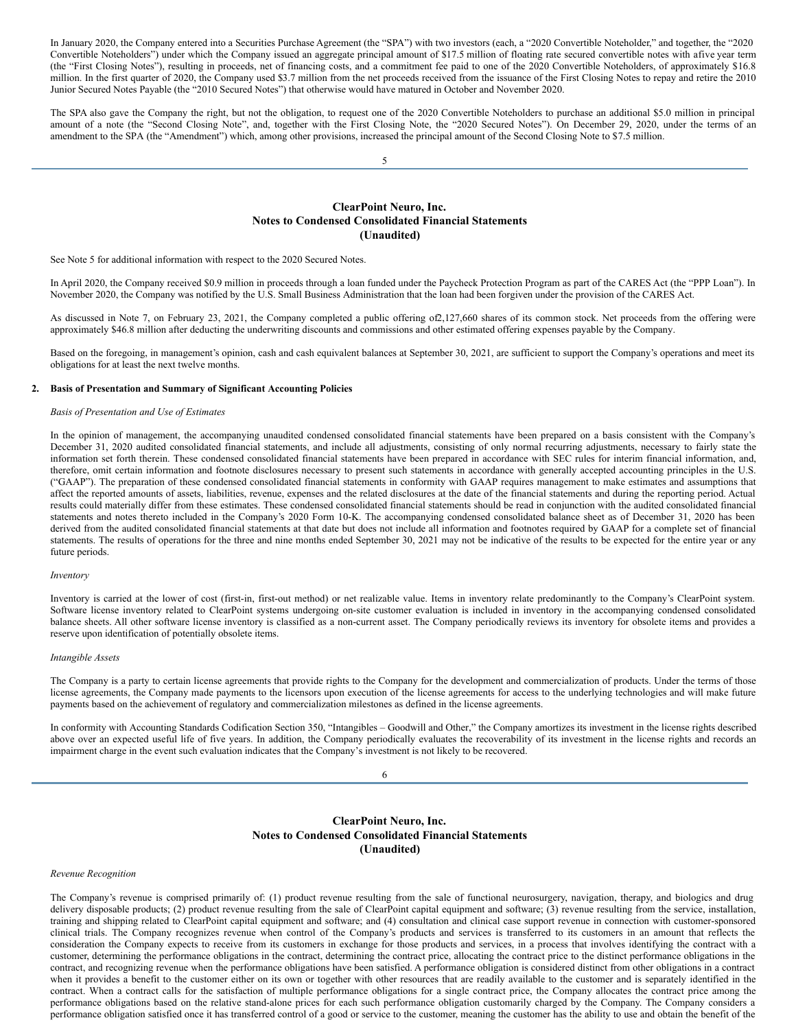In January 2020, the Company entered into a Securities Purchase Agreement (the "SPA") with two investors (each, a "2020 Convertible Noteholder," and together, the "2020 Convertible Noteholders") under which the Company issued an aggregate principal amount of $17.5 million of floating rate secured convertible notes with a five year term (the "First Closing Notes"), resulting in proceeds, net of financing costs, and a commitment fee paid to one of the 2020 Convertible Noteholders, of approximately $16.8 million. In the first quarter of 2020, the Company used $3.7 million from the net proceeds received from the issuance of the First Closing Notes to repay and retire the 2010 Junior Secured Notes Payable (the "2010 Secured Notes") that otherwise would have matured in October and November 2020.

The SPA also gave the Company the right, but not the obligation, to request one of the 2020 Convertible Noteholders to purchase an additional $5.0 million in principal amount of a note (the "Second Closing Note", and, together with the First Closing Note, the "2020 Secured Notes"). On December 29, 2020, under the terms of an amendment to the SPA (the "Amendment") which, among other provisions, increased the principal amount of the Second Closing Note to $7.5 million.

See Note 5 for additional information with respect to the 2020 Secured Notes.

In April 2020, the Company received $0.9 million in proceeds through a loan funded under the Paycheck Protection Program as part of the CARES Act (the "PPP Loan"). In November 2020, the Company was notified by the U.S. Small Business Administration that the loan had been forgiven under the provision of the CARES Act.

As discussed in Note 7, on February 23, 2021, the Company completed a public offering of 2,127,660 shares of its common stock. Net proceeds from the offering were approximately $46.8 million after deducting the underwriting discounts and commissions and other estimated offering expenses payable by the Company.

Based on the foregoing, in management's opinion, cash and cash equivalent balances at September 30, 2021, are sufficient to support the Company's operations and meet its obligations for at least the next twelve months.

## 2. Basis of Presentation and Summary of Significant Accounting Policies

*Basis of Presentation and Use of Estimates*

In the opinion of management, the accompanying unaudited condensed consolidated financial statements have been prepared on a basis consistent with the Company's December 31, 2020 audited consolidated financial statements, and include all adjustments, consisting of only normal recurring adjustments, necessary to fairly state the information set forth therein. These condensed consolidated financial statements have been prepared in accordance with SEC rules for interim financial information, and, therefore, omit certain information and footnote disclosures necessary to present such statements in accordance with generally accepted accounting principles in the U.S. ("GAAP"). The preparation of these condensed consolidated financial statements in conformity with GAAP requires management to make estimates and assumptions that affect the reported amounts of assets, liabilities, revenue, expenses and the related disclosures at the date of the financial statements and during the reporting period. Actual results could materially differ from these estimates. These condensed consolidated financial statements should be read in conjunction with the audited consolidated financial statements and notes thereto included in the Company's 2020 Form 10-K. The accompanying condensed consolidated balance sheet as of December 31, 2020 has been derived from the audited consolidated financial statements at that date but does not include all information and footnotes required by GAAP for a complete set of financial statements. The results of operations for the three and nine months ended September 30, 2021 may not be indicative of the results to be expected for the entire year or any future periods.

*Inventory*

Inventory is carried at the lower of cost (first-in, first-out method) or net realizable value. Items in inventory relate predominantly to the Company's ClearPoint system. Software license inventory related to ClearPoint systems undergoing on-site customer evaluation is included in inventory in the accompanying condensed consolidated balance sheets. All other software license inventory is classified as a non-current asset. The Company periodically reviews its inventory for obsolete items and provides a reserve upon identification of potentially obsolete items.

*Intangible Assets*

The Company is a party to certain license agreements that provide rights to the Company for the development and commercialization of products. Under the terms of those license agreements, the Company made payments to the licensors upon execution of the license agreements for access to the underlying technologies and will make future payments based on the achievement of regulatory and commercialization milestones as defined in the license agreements.

In conformity with Accounting Standards Codification Section 350, "Intangibles – Goodwill and Other," the Company amortizes its investment in the license rights described above over an expected useful life of five years. In addition, the Company periodically evaluates the recoverability of its investment in the license rights and records an impairment charge in the event such evaluation indicates that the Company's investment is not likely to be recovered.

*Revenue Recognition*

The Company's revenue is comprised primarily of: (1) product revenue resulting from the sale of functional neurosurgery, navigation, therapy, and biologics and drug delivery disposable products; (2) product revenue resulting from the sale of ClearPoint capital equipment and software; (3) revenue resulting from the service, installation, training and shipping related to ClearPoint capital equipment and software; and (4) consultation and clinical case support revenue in connection with customer-sponsored clinical trials. The Company recognizes revenue when control of the Company's products and services is transferred to its customers in an amount that reflects the consideration the Company expects to receive from its customers in exchange for those products and services, in a process that involves identifying the contract with a customer, determining the performance obligations in the contract, determining the contract price, allocating the contract price to the distinct performance obligations in the contract, and recognizing revenue when the performance obligations have been satisfied. A performance obligation is considered distinct from other obligations in a contract when it provides a benefit to the customer either on its own or together with other resources that are readily available to the customer and is separately identified in the contract. When a contract calls for the satisfaction of multiple performance obligations for a single contract price, the Company allocates the contract price among the performance obligations based on the relative stand-alone prices for each such performance obligation customarily charged by the Company. The Company considers a performance obligation satisfied once it has transferred control of a good or service to the customer, meaning the customer has the ability to use and obtain the benefit of the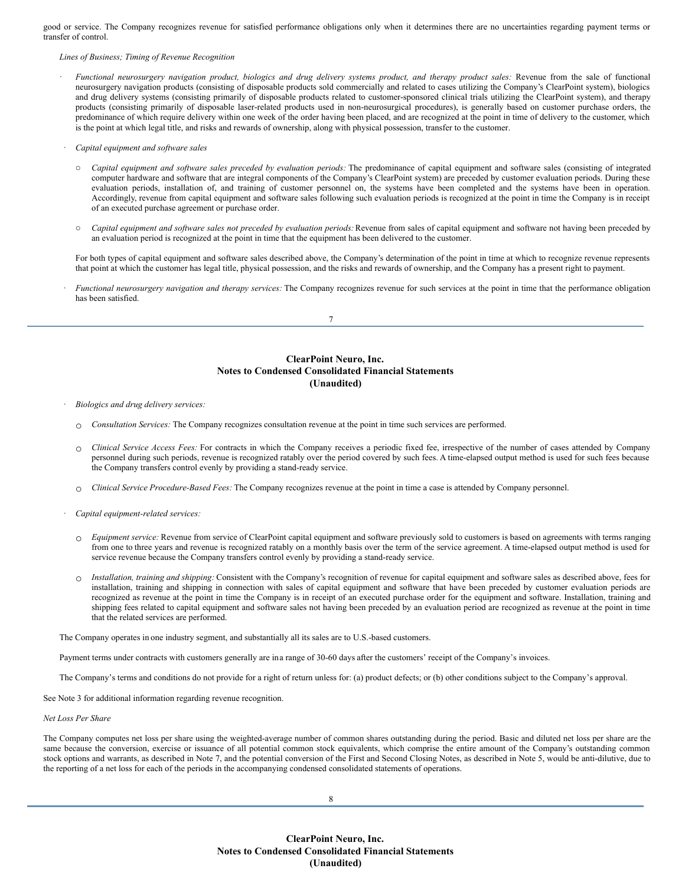good or service. The Company recognizes revenue for satisfied performance obligations only when it determines there are no uncertainties regarding payment terms or transfer of control.

*Lines of Business; Timing of Revenue Recognition*

- *Functional neurosurgery navigation product, biologics and drug delivery systems product, and therapy product sales:* Revenue from the sale of functional neurosurgery navigation products (consisting of disposable products sold commercially and related to cases utilizing the Company's ClearPoint system), biologics and drug delivery systems (consisting primarily of disposable products related to customer-sponsored clinical trials utilizing the ClearPoint system), and therapy products (consisting primarily of disposable laser-related products used in non-neurosurgical procedures), is generally based on customer purchase orders, the predominance of which require delivery within one week of the order having been placed, and are recognized at the point in time of delivery to the customer, which is the point at which legal title, and risks and rewards of ownership, along with physical possession, transfer to the customer.

- *Capital equipment and software sales*

  - *Capital equipment and software sales preceded by evaluation periods:* The predominance of capital equipment and software sales (consisting of integrated computer hardware and software that are integral components of the Company's ClearPoint system) are preceded by customer evaluation periods. During these evaluation periods, installation of, and training of customer personnel on, the systems have been completed and the systems have been in operation. Accordingly, revenue from capital equipment and software sales following such evaluation periods is recognized at the point in time the Company is in receipt of an executed purchase agreement or purchase order.

  - *Capital equipment and software sales not preceded by evaluation periods:* Revenue from sales of capital equipment and software not having been preceded by an evaluation period is recognized at the point in time that the equipment has been delivered to the customer.

  For both types of capital equipment and software sales described above, the Company's determination of the point in time at which to recognize revenue represents that point at which the customer has legal title, physical possession, and the risks and rewards of ownership, and the Company has a present right to payment.

- *Functional neurosurgery navigation and therapy services:* The Company recognizes revenue for such services at the point in time that the performance obligation has been satisfied.

## ClearPoint Neuro, Inc.
## Notes to Condensed Consolidated Financial Statements
## (Unaudited)

- *Biologics and drug delivery services:*

  - *Consultation Services:* The Company recognizes consultation revenue at the point in time such services are performed.

  - *Clinical Service Access Fees:* For contracts in which the Company receives a periodic fixed fee, irrespective of the number of cases attended by Company personnel during such periods, revenue is recognized ratably over the period covered by such fees. A time-elapsed output method is used for such fees because the Company transfers control evenly by providing a stand-ready service.

  - *Clinical Service Procedure-Based Fees:* The Company recognizes revenue at the point in time a case is attended by Company personnel.

- *Capital equipment-related services:*

  - *Equipment service:* Revenue from service of ClearPoint capital equipment and software previously sold to customers is based on agreements with terms ranging from one to three years and revenue is recognized ratably on a monthly basis over the term of the service agreement. A time-elapsed output method is used for service revenue because the Company transfers control evenly by providing a stand-ready service.

  - *Installation, training and shipping:* Consistent with the Company's recognition of revenue for capital equipment and software sales as described above, fees for installation, training and shipping in connection with sales of capital equipment and software that have been preceded by customer evaluation periods are recognized as revenue at the point in time the Company is in receipt of an executed purchase order for the equipment and software. Installation, training and shipping fees related to capital equipment and software sales not having been preceded by an evaluation period are recognized as revenue at the point in time that the related services are performed.

The Company operates in one industry segment, and substantially all its sales are to U.S.-based customers.

Payment terms under contracts with customers generally are in a range of 30-60 days after the customers' receipt of the Company's invoices.

The Company's terms and conditions do not provide for a right of return unless for: (a) product defects; or (b) other conditions subject to the Company's approval.

See Note 3 for additional information regarding revenue recognition.

*Net Loss Per Share*

The Company computes net loss per share using the weighted-average number of common shares outstanding during the period. Basic and diluted net loss per share are the same because the conversion, exercise or issuance of all potential common stock equivalents, which comprise the entire amount of the Company's outstanding common stock options and warrants, as described in Note 7, and the potential conversion of the First and Second Closing Notes, as described in Note 5, would be anti-dilutive, due to the reporting of a net loss for each of the periods in the accompanying condensed consolidated statements of operations.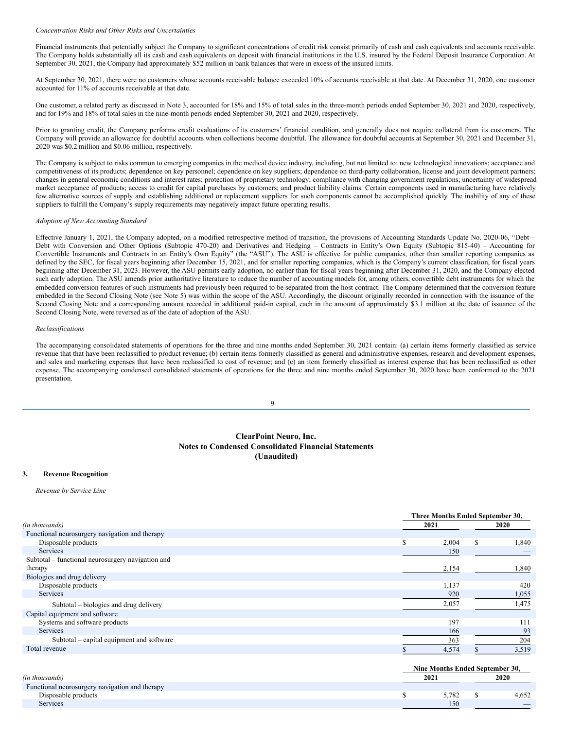*Concentration Risks and Other Risks and Uncertainties*

Financial instruments that potentially subject the Company to significant concentrations of credit risk consist primarily of cash and cash equivalents and accounts receivable. The Company holds substantially all its cash and cash equivalents on deposit with financial institutions in the U.S. insured by the Federal Deposit Insurance Corporation. At September 30, 2021, the Company had approximately $52 million in bank balances that were in excess of the insured limits.

At September 30, 2021, there were no customers whose accounts receivable balance exceeded 10% of accounts receivable at that date. At December 31, 2020, one customer accounted for 11% of accounts receivable at that date.

One customer, a related party as discussed in Note 3, accounted for 18% and 15% of total sales in the three-month periods ended September 30, 2021 and 2020, respectively, and for 19% and 18% of total sales in the nine-month periods ended September 30, 2021 and 2020, respectively.

Prior to granting credit, the Company performs credit evaluations of its customers' financial condition, and generally does not require collateral from its customers. The Company will provide an allowance for doubtful accounts when collections become doubtful. The allowance for doubtful accounts at September 30, 2021 and December 31, 2020 was $0.2 million and $0.06 million, respectively.

The Company is subject to risks common to emerging companies in the medical device industry, including, but not limited to: new technological innovations; acceptance and competitiveness of its products; dependence on key personnel; dependence on key suppliers; dependence on third-party collaboration, license and joint development partners; changes in general economic conditions and interest rates; protection of proprietary technology; compliance with changing government regulations; uncertainty of widespread market acceptance of products; access to credit for capital purchases by customers; and product liability claims. Certain components used in manufacturing have relatively few alternative sources of supply and establishing additional or replacement suppliers for such components cannot be accomplished quickly. The inability of any of these suppliers to fulfill the Company's supply requirements may negatively impact future operating results.

*Adoption of New Accounting Standard*

Effective January 1, 2021, the Company adopted, on a modified retrospective method of transition, the provisions of Accounting Standards Update No. 2020-06, "Debt – Debt with Conversion and Other Options (Subtopic 470-20) and Derivatives and Hedging – Contracts in Entity's Own Equity (Subtopic 815-40) – Accounting for Convertible Instruments and Contracts in an Entity's Own Equity" (the "ASU"). The ASU is effective for public companies, other than smaller reporting companies as defined by the SEC, for fiscal years beginning after December 15, 2021, and for smaller reporting companies, which is the Company's current classification, for fiscal years beginning after December 31, 2023. However, the ASU permits early adoption, no earlier than for fiscal years beginning after December 31, 2020, and the Company elected such early adoption. The ASU amends prior authoritative literature to reduce the number of accounting models for, among others, convertible debt instruments for which the embedded conversion features of such instruments had previously been required to be separated from the host contract. The Company determined that the conversion feature embedded in the Second Closing Note (see Note 5) was within the scope of the ASU. Accordingly, the discount originally recorded in connection with the issuance of the Second Closing Note and a corresponding amount recorded in additional paid-in capital, each in the amount of approximately $3.1 million at the date of issuance of the Second Closing Note, were reversed as of the date of adoption of the ASU.

*Reclassifications*

The accompanying consolidated statements of operations for the three and nine months ended September 30, 2021 contain: (a) certain items formerly classified as service revenue that that have been reclassified to product revenue; (b) certain items formerly classified as general and administrative expenses, research and development expenses, and sales and marketing expenses that have been reclassified to cost of revenue; and (c) an item formerly classified as interest expense that has been reclassified as other expense. The accompanying condensed consolidated statements of operations for the three and nine months ended September 30, 2020 have been conformed to the 2021 presentation.

## ClearPoint Neuro, Inc.
## Notes to Condensed Consolidated Financial Statements
## (Unaudited)

### 3. Revenue Recognition

*Revenue by Service Line*

| | Three Months Ended September 30, | |
|---|---|---|
| *(in thousands)* | 2021 | 2020 |
| Functional neurosurgery navigation and therapy | | |
| Disposable products | $ 2,004 | $ 1,840 |
| Services | 150 | — |
| Subtotal – functional neurosurgery navigation and therapy | 2,154 | 1,840 |
| Biologics and drug delivery | | |
| Disposable products | 1,137 | 420 |
| Services | 920 | 1,055 |
| Subtotal – biologics and drug delivery | 2,057 | 1,475 |
| Capital equipment and software | | |
| Systems and software products | 197 | 111 |
| Services | 166 | 93 |
| Subtotal – capital equipment and software | 363 | 204 |
| Total revenue | $ 4,574 | $ 3,519 |

| | Nine Months Ended September 30, | |
|---|---|---|
| *(in thousands)* | 2021 | 2020 |
| Functional neurosurgery navigation and therapy | | |
| Disposable products | $ 5,782 | $ 4,652 |
| Services | 150 | — |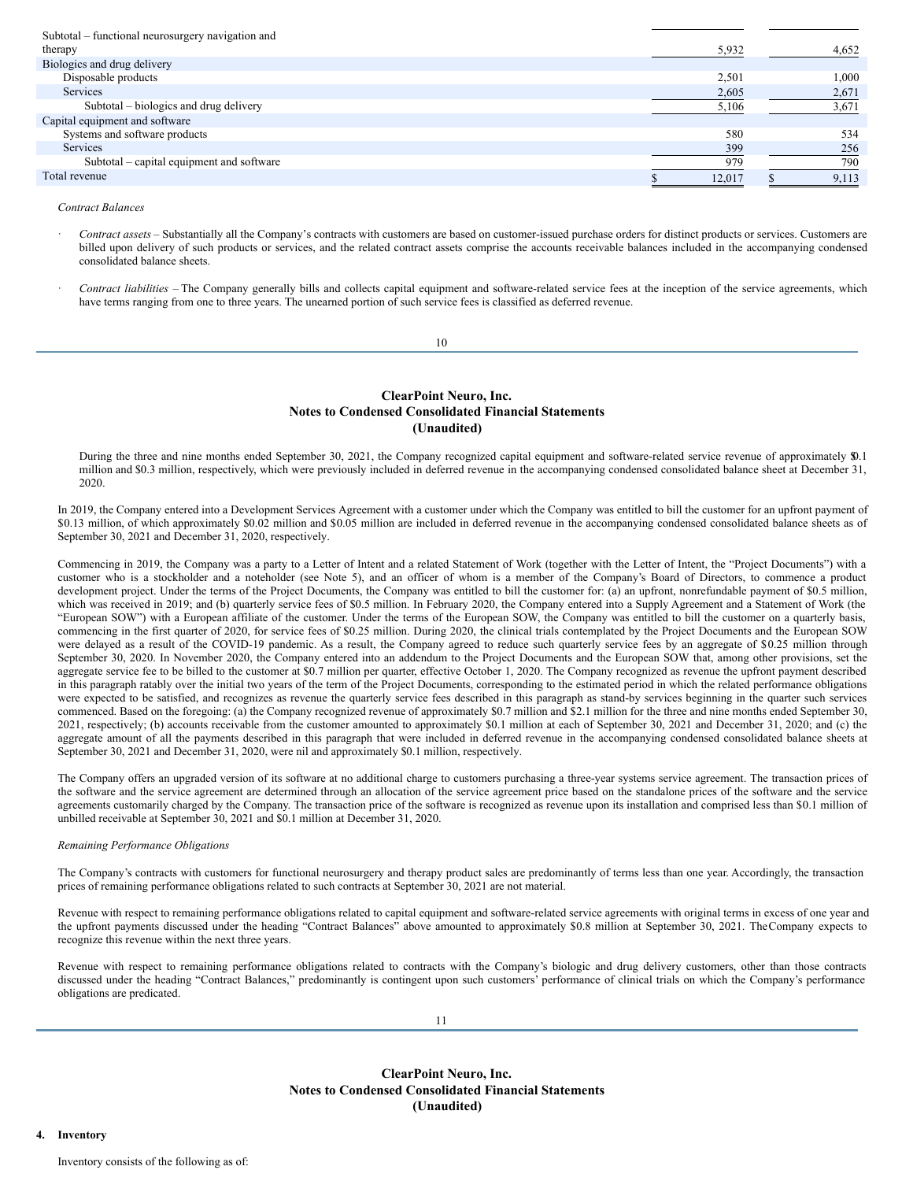| | | |
|---|---|---|
| Subtotal – functional neurosurgery navigation and therapy | 5,932 | 4,652 |
| Biologics and drug delivery | | |
| Disposable products | 2,501 | 1,000 |
| Services | 2,605 | 2,671 |
| Subtotal – biologics and drug delivery | 5,106 | 3,671 |
| Capital equipment and software | | |
| Systems and software products | 580 | 534 |
| Services | 399 | 256 |
| Subtotal – capital equipment and software | 979 | 790 |
| Total revenue | $ 12,017 | $ 9,113 |

*Contract Balances*

- *Contract assets* – Substantially all the Company's contracts with customers are based on customer-issued purchase orders for distinct products or services. Customers are billed upon delivery of such products or services, and the related contract assets comprise the accounts receivable balances included in the accompanying condensed consolidated balance sheets.

- *Contract liabilities* – The Company generally bills and collects capital equipment and software-related service fees at the inception of the service agreements, which have terms ranging from one to three years. The unearned portion of such service fees is classified as deferred revenue.

## ClearPoint Neuro, Inc.
## Notes to Condensed Consolidated Financial Statements
## (Unaudited)

During the three and nine months ended September 30, 2021, the Company recognized capital equipment and software-related service revenue of approximately $0.1 million and $0.3 million, respectively, which were previously included in deferred revenue in the accompanying condensed consolidated balance sheet at December 31, 2020.

In 2019, the Company entered into a Development Services Agreement with a customer under which the Company was entitled to bill the customer for an upfront payment of $0.13 million, of which approximately $0.02 million and $0.05 million are included in deferred revenue in the accompanying condensed consolidated balance sheets as of September 30, 2021 and December 31, 2020, respectively.

Commencing in 2019, the Company was a party to a Letter of Intent and a related Statement of Work (together with the Letter of Intent, the "Project Documents") with a customer who is a stockholder and a noteholder (see Note 5), and an officer of whom is a member of the Company's Board of Directors, to commence a product development project. Under the terms of the Project Documents, the Company was entitled to bill the customer for: (a) an upfront, nonrefundable payment of $0.5 million, which was received in 2019; and (b) quarterly service fees of $0.5 million. In February 2020, the Company entered into a Supply Agreement and a Statement of Work (the "European SOW") with a European affiliate of the customer. Under the terms of the European SOW, the Company was entitled to bill the customer on a quarterly basis, commencing in the first quarter of 2020, for service fees of $0.25 million. During 2020, the clinical trials contemplated by the Project Documents and the European SOW were delayed as a result of the COVID-19 pandemic. As a result, the Company agreed to reduce such quarterly service fees by an aggregate of $0.25 million through September 30, 2020. In November 2020, the Company entered into an addendum to the Project Documents and the European SOW that, among other provisions, set the aggregate service fee to be billed to the customer at $0.7 million per quarter, effective October 1, 2020. The Company recognized as revenue the upfront payment described in this paragraph ratably over the initial two years of the term of the Project Documents, corresponding to the estimated period in which the related performance obligations were expected to be satisfied, and recognizes as revenue the quarterly service fees described in this paragraph as stand-by services beginning in the quarter such services commenced. Based on the foregoing: (a) the Company recognized revenue of approximately $0.7 million and $2.1 million for the three and nine months ended September 30, 2021, respectively; (b) accounts receivable from the customer amounted to approximately $0.1 million at each of September 30, 2021 and December 31, 2020; and (c) the aggregate amount of all the payments described in this paragraph that were included in deferred revenue in the accompanying condensed consolidated balance sheets at September 30, 2021 and December 31, 2020, were nil and approximately $0.1 million, respectively.

The Company offers an upgraded version of its software at no additional charge to customers purchasing a three-year systems service agreement. The transaction prices of the software and the service agreement are determined through an allocation of the service agreement price based on the standalone prices of the software and the service agreements customarily charged by the Company. The transaction price of the software is recognized as revenue upon its installation and comprised less than $0.1 million of unbilled receivable at September 30, 2021 and $0.1 million at December 31, 2020.

*Remaining Performance Obligations*

The Company's contracts with customers for functional neurosurgery and therapy product sales are predominantly of terms less than one year. Accordingly, the transaction prices of remaining performance obligations related to such contracts at September 30, 2021 are not material.

Revenue with respect to remaining performance obligations related to capital equipment and software-related service agreements with original terms in excess of one year and the upfront payments discussed under the heading "Contract Balances" above amounted to approximately $0.8 million at September 30, 2021. The Company expects to recognize this revenue within the next three years.

Revenue with respect to remaining performance obligations related to contracts with the Company's biologic and drug delivery customers, other than those contracts discussed under the heading "Contract Balances," predominantly is contingent upon such customers' performance of clinical trials on which the Company's performance obligations are predicated.

## ClearPoint Neuro, Inc.
## Notes to Condensed Consolidated Financial Statements
## (Unaudited)

### 4. Inventory

Inventory consists of the following as of: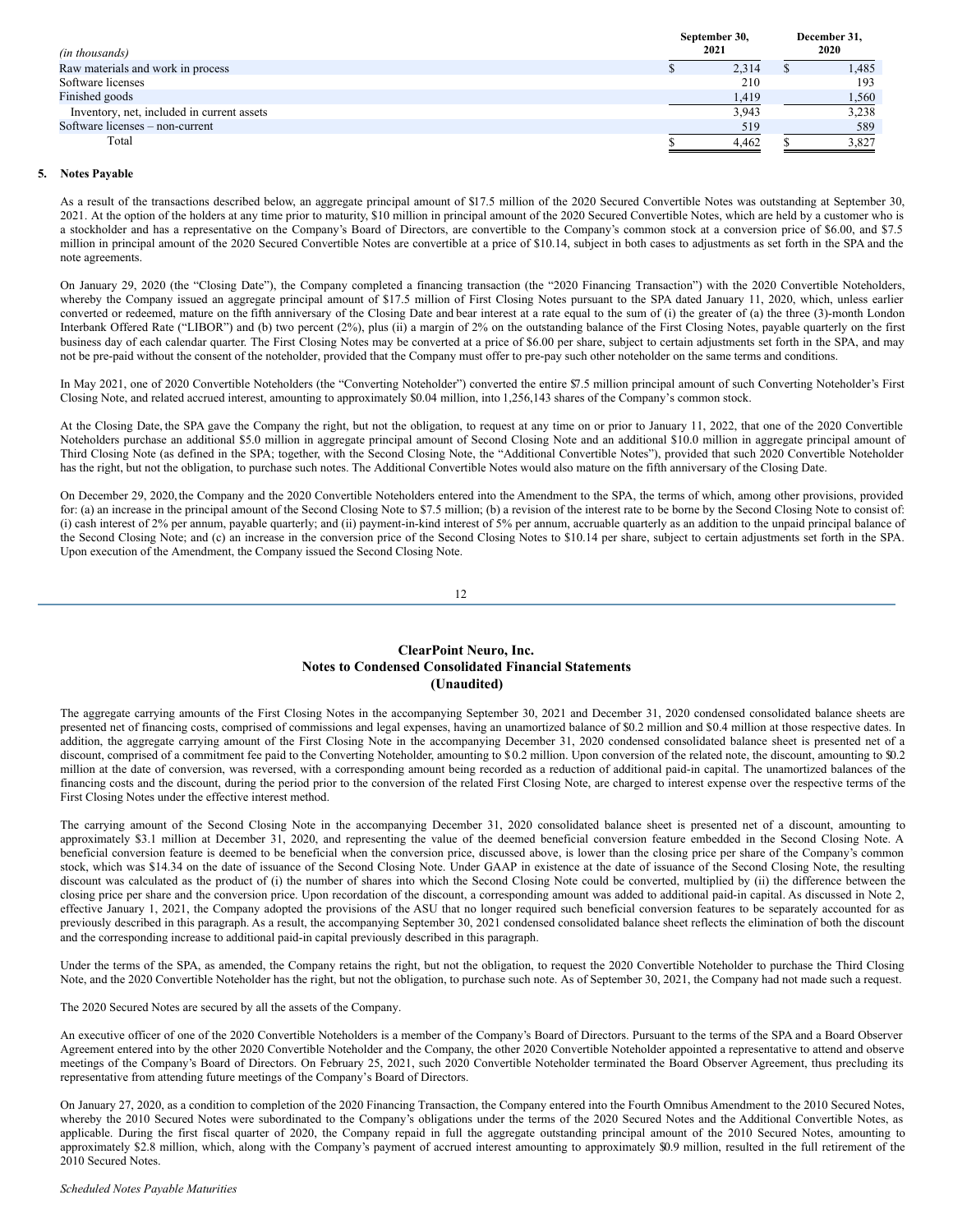| *(in thousands)* | September 30, 2021 | December 31, 2020 |
|---|---|---|
| Raw materials and work in process | $ 2,314 | $ 1,485 |
| Software licenses | 210 | 193 |
| Finished goods | 1,419 | 1,560 |
| Inventory, net, included in current assets | 3,943 | 3,238 |
| Software licenses – non-current | 519 | 589 |
| Total | $ 4,462 | $ 3,827 |

## 5. Notes Payable

As a result of the transactions described below, an aggregate principal amount of $17.5 million of the 2020 Secured Convertible Notes was outstanding at September 30, 2021. At the option of the holders at any time prior to maturity, $10 million in principal amount of the 2020 Secured Convertible Notes, which are held by a customer who is a stockholder and has a representative on the Company's Board of Directors, are convertible to the Company's common stock at a conversion price of $6.00, and $7.5 million in principal amount of the 2020 Secured Convertible Notes are convertible at a price of $10.14, subject in both cases to adjustments as set forth in the SPA and the note agreements.

On January 29, 2020 (the "Closing Date"), the Company completed a financing transaction (the "2020 Financing Transaction") with the 2020 Convertible Noteholders, whereby the Company issued an aggregate principal amount of $17.5 million of First Closing Notes pursuant to the SPA dated January 11, 2020, which, unless earlier converted or redeemed, mature on the fifth anniversary of the Closing Date and bear interest at a rate equal to the sum of (i) the greater of (a) the three (3)-month London Interbank Offered Rate ("LIBOR") and (b) two percent (2%), plus (ii) a margin of 2% on the outstanding balance of the First Closing Notes, payable quarterly on the first business day of each calendar quarter. The First Closing Notes may be converted at a price of $6.00 per share, subject to certain adjustments set forth in the SPA, and may not be pre-paid without the consent of the noteholder, provided that the Company must offer to pre-pay such other noteholder on the same terms and conditions.

In May 2021, one of 2020 Convertible Noteholders (the "Converting Noteholder") converted the entire $7.5 million principal amount of such Converting Noteholder's First Closing Note, and related accrued interest, amounting to approximately $0.04 million, into 1,256,143 shares of the Company's common stock.

At the Closing Date, the SPA gave the Company the right, but not the obligation, to request at any time on or prior to January 11, 2022, that one of the 2020 Convertible Noteholders purchase an additional $5.0 million in aggregate principal amount of Second Closing Note and an additional $10.0 million in aggregate principal amount of Third Closing Note (as defined in the SPA; together, with the Second Closing Note, the "Additional Convertible Notes"), provided that such 2020 Convertible Noteholder has the right, but not the obligation, to purchase such notes. The Additional Convertible Notes would also mature on the fifth anniversary of the Closing Date.

On December 29, 2020, the Company and the 2020 Convertible Noteholders entered into the Amendment to the SPA, the terms of which, among other provisions, provided for: (a) an increase in the principal amount of the Second Closing Note to $7.5 million; (b) a revision of the interest rate to be borne by the Second Closing Note to consist of: (i) cash interest of 2% per annum, payable quarterly; and (ii) payment-in-kind interest of 5% per annum, accruable quarterly as an addition to the unpaid principal balance of the Second Closing Note; and (c) an increase in the conversion price of the Second Closing Notes to $10.14 per share, subject to certain adjustments set forth in the SPA. Upon execution of the Amendment, the Company issued the Second Closing Note.

The aggregate carrying amounts of the First Closing Notes in the accompanying September 30, 2021 and December 31, 2020 condensed consolidated balance sheets are presented net of financing costs, comprised of commissions and legal expenses, having an unamortized balance of $0.2 million and $0.4 million at those respective dates. In addition, the aggregate carrying amount of the First Closing Note in the accompanying December 31, 2020 condensed consolidated balance sheet is presented net of a discount, comprised of a commitment fee paid to the Converting Noteholder, amounting to $0.2 million. Upon conversion of the related note, the discount, amounting to $0.2 million at the date of conversion, was reversed, with a corresponding amount being recorded as a reduction of additional paid-in capital. The unamortized balances of the financing costs and the discount, during the period prior to the conversion of the related First Closing Note, are charged to interest expense over the respective terms of the First Closing Notes under the effective interest method.

The carrying amount of the Second Closing Note in the accompanying December 31, 2020 consolidated balance sheet is presented net of a discount, amounting to approximately $3.1 million at December 31, 2020, and representing the value of the deemed beneficial conversion feature embedded in the Second Closing Note. A beneficial conversion feature is deemed to be beneficial when the conversion price, discussed above, is lower than the closing price per share of the Company's common stock, which was $14.34 on the date of issuance of the Second Closing Note. Under GAAP in existence at the date of issuance of the Second Closing Note, the resulting discount was calculated as the product of (i) the number of shares into which the Second Closing Note could be converted, multiplied by (ii) the difference between the closing price per share and the conversion price. Upon recordation of the discount, a corresponding amount was added to additional paid-in capital. As discussed in Note 2, effective January 1, 2021, the Company adopted the provisions of the ASU that no longer required such beneficial conversion features to be separately accounted for as previously described in this paragraph. As a result, the accompanying September 30, 2021 condensed consolidated balance sheet reflects the elimination of both the discount and the corresponding increase to additional paid-in capital previously described in this paragraph.

Under the terms of the SPA, as amended, the Company retains the right, but not the obligation, to request the 2020 Convertible Noteholder to purchase the Third Closing Note, and the 2020 Convertible Noteholder has the right, but not the obligation, to purchase such note. As of September 30, 2021, the Company had not made such a request.

The 2020 Secured Notes are secured by all the assets of the Company.

An executive officer of one of the 2020 Convertible Noteholders is a member of the Company's Board of Directors. Pursuant to the terms of the SPA and a Board Observer Agreement entered into by the other 2020 Convertible Noteholder and the Company, the other 2020 Convertible Noteholder appointed a representative to attend and observe meetings of the Company's Board of Directors. On February 25, 2021, such 2020 Convertible Noteholder terminated the Board Observer Agreement, thus precluding its representative from attending future meetings of the Company's Board of Directors.

On January 27, 2020, as a condition to completion of the 2020 Financing Transaction, the Company entered into the Fourth Omnibus Amendment to the 2010 Secured Notes, whereby the 2010 Secured Notes were subordinated to the Company's obligations under the terms of the 2020 Secured Notes and the Additional Convertible Notes, as applicable. During the first fiscal quarter of 2020, the Company repaid in full the aggregate outstanding principal amount of the 2010 Secured Notes, amounting to approximately $2.8 million, which, along with the Company's payment of accrued interest amounting to approximately $0.9 million, resulted in the full retirement of the 2010 Secured Notes.

*Scheduled Notes Payable Maturities*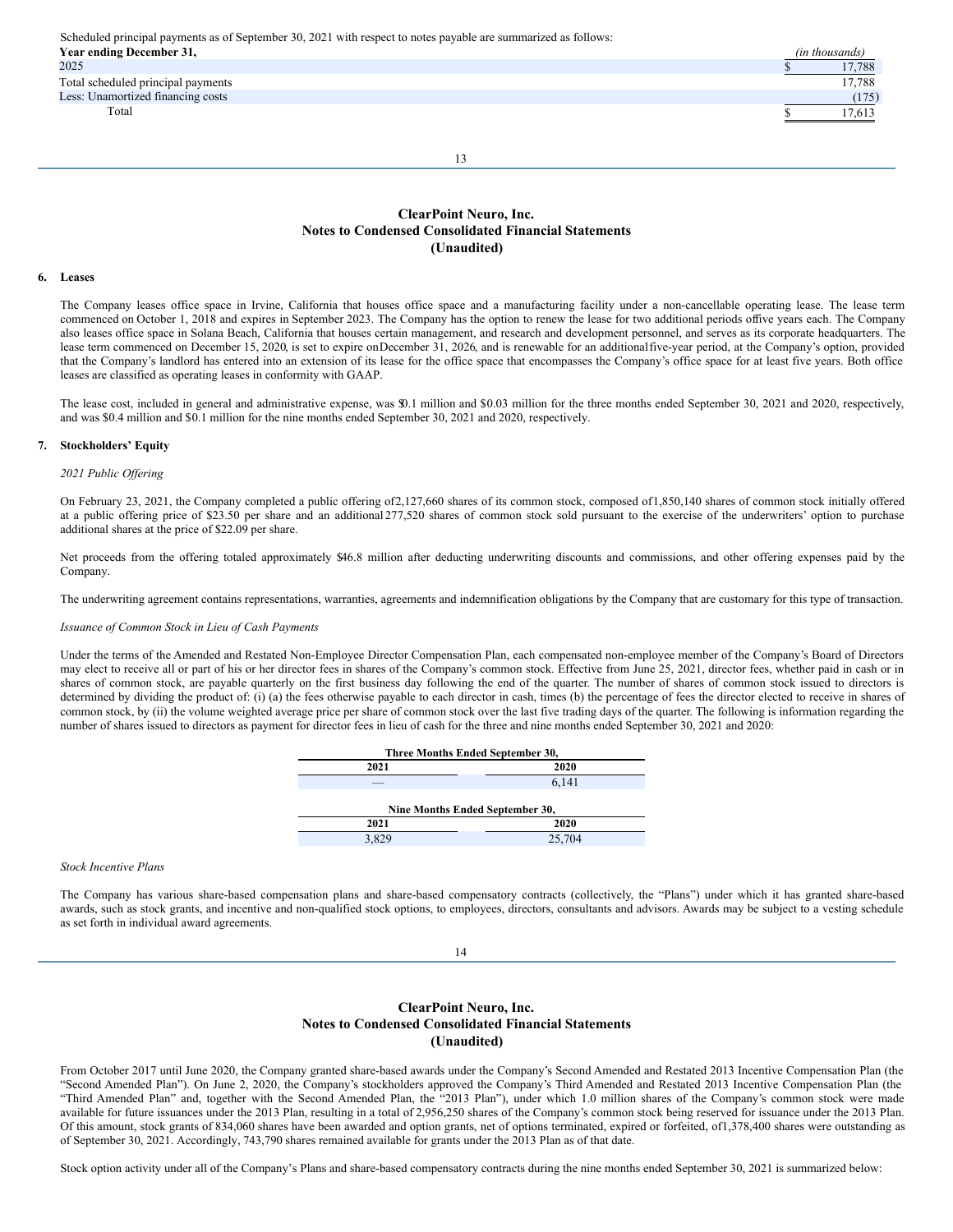Scheduled principal payments as of September 30, 2021 with respect to notes payable are summarized as follows:

| Year ending December 31, | (in thousands) |
|---|---|
| 2025 | $ 17,788 |
| Total scheduled principal payments | 17,788 |
| Less: Unamortized financing costs | (175) |
| Total | $ 17,613 |

# ClearPoint Neuro, Inc.
## Notes to Condensed Consolidated Financial Statements
## (Unaudited)

### 6. Leases

The Company leases office space in Irvine, California that houses office space and a manufacturing facility under a non-cancellable operating lease. The lease term commenced on October 1, 2018 and expires in September 2023. The Company has the option to renew the lease for two additional periods of five years each. The Company also leases office space in Solana Beach, California that houses certain management, and research and development personnel, and serves as its corporate headquarters. The lease term commenced on December 15, 2020, is set to expire on December 31, 2026, and is renewable for an additional five-year period, at the Company's option, provided that the Company's landlord has entered into an extension of its lease for the office space that encompasses the Company's office space for at least five years. Both office leases are classified as operating leases in conformity with GAAP.

The lease cost, included in general and administrative expense, was $0.1 million and $0.03 million for the three months ended September 30, 2021 and 2020, respectively, and was $0.4 million and $0.1 million for the nine months ended September 30, 2021 and 2020, respectively.

### 7. Stockholders' Equity

*2021 Public Offering*

On February 23, 2021, the Company completed a public offering of 2,127,660 shares of its common stock, composed of 1,850,140 shares of common stock initially offered at a public offering price of $23.50 per share and an additional 277,520 shares of common stock sold pursuant to the exercise of the underwriters' option to purchase additional shares at the price of $22.09 per share.

Net proceeds from the offering totaled approximately $46.8 million after deducting underwriting discounts and commissions, and other offering expenses paid by the Company.

The underwriting agreement contains representations, warranties, agreements and indemnification obligations by the Company that are customary for this type of transaction.

*Issuance of Common Stock in Lieu of Cash Payments*

Under the terms of the Amended and Restated Non-Employee Director Compensation Plan, each compensated non-employee member of the Company's Board of Directors may elect to receive all or part of his or her director fees in shares of the Company's common stock. Effective from June 25, 2021, director fees, whether paid in cash or in shares of common stock, are payable quarterly on the first business day following the end of the quarter. The number of shares of common stock issued to directors is determined by dividing the product of: (i) (a) the fees otherwise payable to each director in cash, times (b) the percentage of fees the director elected to receive in shares of common stock, by (ii) the volume weighted average price per share of common stock over the last five trading days of the quarter. The following is information regarding the number of shares issued to directors as payment for director fees in lieu of cash for the three and nine months ended September 30, 2021 and 2020:

| Three Months Ended September 30, | |
|---|---|
| 2021 | 2020 |
| — | 6,141 |

| Nine Months Ended September 30, | |
|---|---|
| 2021 | 2020 |
| 3,829 | 25,704 |

*Stock Incentive Plans*

The Company has various share-based compensation plans and share-based compensatory contracts (collectively, the "Plans") under which it has granted share-based awards, such as stock grants, and incentive and non-qualified stock options, to employees, directors, consultants and advisors. Awards may be subject to a vesting schedule as set forth in individual award agreements.

From October 2017 until June 2020, the Company granted share-based awards under the Company's Second Amended and Restated 2013 Incentive Compensation Plan (the "Second Amended Plan"). On June 2, 2020, the Company's stockholders approved the Company's Third Amended and Restated 2013 Incentive Compensation Plan (the "Third Amended Plan" and, together with the Second Amended Plan, the "2013 Plan"), under which 1.0 million shares of the Company's common stock were made available for future issuances under the 2013 Plan, resulting in a total of 2,956,250 shares of the Company's common stock being reserved for issuance under the 2013 Plan. Of this amount, stock grants of 834,060 shares have been awarded and option grants, net of options terminated, expired or forfeited, of 1,378,400 shares were outstanding as of September 30, 2021. Accordingly, 743,790 shares remained available for grants under the 2013 Plan as of that date.

Stock option activity under all of the Company's Plans and share-based compensatory contracts during the nine months ended September 30, 2021 is summarized below: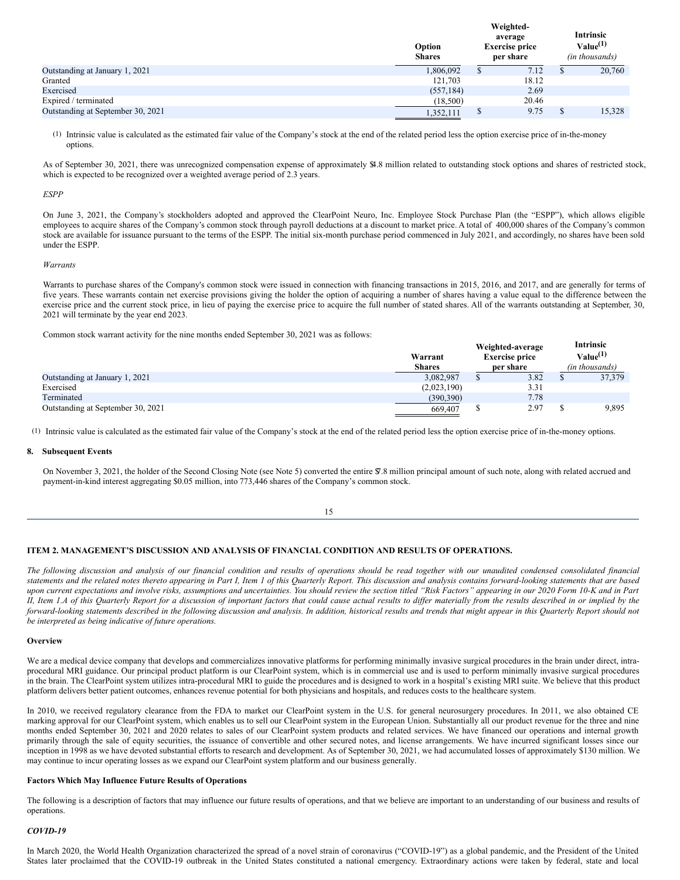| | Option Shares | Weighted-average Exercise price per share | Intrinsic Value[(1)] (in thousands) |
|---|---|---|---|
| Outstanding at January 1, 2021 | 1,806,092 | $ 7.12 | $ 20,760 |
| Granted | 121,703 | 18.12 | |
| Exercised | (557,184) | 2.69 | |
| Expired / terminated | (18,500) | 20.46 | |
| Outstanding at September 30, 2021 | 1,352,111 | $ 9.75 | $ 15,328 |

(1) Intrinsic value is calculated as the estimated fair value of the Company's stock at the end of the related period less the option exercise price of in-the-money options.

As of September 30, 2021, there was unrecognized compensation expense of approximately $4.8 million related to outstanding stock options and shares of restricted stock, which is expected to be recognized over a weighted average period of 2.3 years.

*ESPP*

On June 3, 2021, the Company's stockholders adopted and approved the ClearPoint Neuro, Inc. Employee Stock Purchase Plan (the "ESPP"), which allows eligible employees to acquire shares of the Company's common stock through payroll deductions at a discount to market price. A total of 400,000 shares of the Company's common stock are available for issuance pursuant to the terms of the ESPP. The initial six-month purchase period commenced in July 2021, and accordingly, no shares have been sold under the ESPP.

*Warrants*

Warrants to purchase shares of the Company's common stock were issued in connection with financing transactions in 2015, 2016, and 2017, and are generally for terms of five years. These warrants contain net exercise provisions giving the holder the option of acquiring a number of shares having a value equal to the difference between the exercise price and the current stock price, in lieu of paying the exercise price to acquire the full number of stated shares. All of the warrants outstanding at September, 30, 2021 will terminate by the year end 2023.

Common stock warrant activity for the nine months ended September 30, 2021 was as follows:

| | Warrant Shares | Weighted-average Exercise price per share | Intrinsic Value[(1)] (in thousands) |
|---|---|---|---|
| Outstanding at January 1, 2021 | 3,082,987 | $ 3.82 | $ 37,379 |
| Exercised | (2,023,190) | 3.31 | |
| Terminated | (390,390) | 7.78 | |
| Outstanding at September 30, 2021 | 669,407 | $ 2.97 | $ 9,895 |

(1) Intrinsic value is calculated as the estimated fair value of the Company's stock at the end of the related period less the option exercise price of in-the-money options.

**8. Subsequent Events**

On November 3, 2021, the holder of the Second Closing Note (see Note 5) converted the entire $7.8 million principal amount of such note, along with related accrued and payment-in-kind interest aggregating $0.05 million, into 773,446 shares of the Company's common stock.

## ITEM 2. MANAGEMENT'S DISCUSSION AND ANALYSIS OF FINANCIAL CONDITION AND RESULTS OF OPERATIONS.

*The following discussion and analysis of our financial condition and results of operations should be read together with our unaudited condensed consolidated financial statements and the related notes thereto appearing in Part I, Item 1 of this Quarterly Report. This discussion and analysis contains forward-looking statements that are based upon current expectations and involve risks, assumptions and uncertainties. You should review the section titled "Risk Factors" appearing in our 2020 Form 10-K and in Part II, Item 1.A of this Quarterly Report for a discussion of important factors that could cause actual results to differ materially from the results described in or implied by the forward-looking statements described in the following discussion and analysis. In addition, historical results and trends that might appear in this Quarterly Report should not be interpreted as being indicative of future operations.*

**Overview**

We are a medical device company that develops and commercializes innovative platforms for performing minimally invasive surgical procedures in the brain under direct, intra-procedural MRI guidance. Our principal product platform is our ClearPoint system, which is in commercial use and is used to perform minimally invasive surgical procedures in the brain. The ClearPoint system utilizes intra-procedural MRI to guide the procedures and is designed to work in a hospital's existing MRI suite. We believe that this product platform delivers better patient outcomes, enhances revenue potential for both physicians and hospitals, and reduces costs to the healthcare system.

In 2010, we received regulatory clearance from the FDA to market our ClearPoint system in the U.S. for general neurosurgery procedures. In 2011, we also obtained CE marking approval for our ClearPoint system, which enables us to sell our ClearPoint system in the European Union. Substantially all our product revenue for the three and nine months ended September 30, 2021 and 2020 relates to sales of our ClearPoint system products and related services. We have financed our operations and internal growth primarily through the sale of equity securities, the issuance of convertible and other secured notes, and license arrangements. We have incurred significant losses since our inception in 1998 as we have devoted substantial efforts to research and development. As of September 30, 2021, we had accumulated losses of approximately $130 million. We may continue to incur operating losses as we expand our ClearPoint system platform and our business generally.

**Factors Which May Influence Future Results of Operations**

The following is a description of factors that may influence our future results of operations, and that we believe are important to an understanding of our business and results of operations.

***COVID-19***

In March 2020, the World Health Organization characterized the spread of a novel strain of coronavirus ("COVID-19") as a global pandemic, and the President of the United States later proclaimed that the COVID-19 outbreak in the United States constituted a national emergency. Extraordinary actions were taken by federal, state and local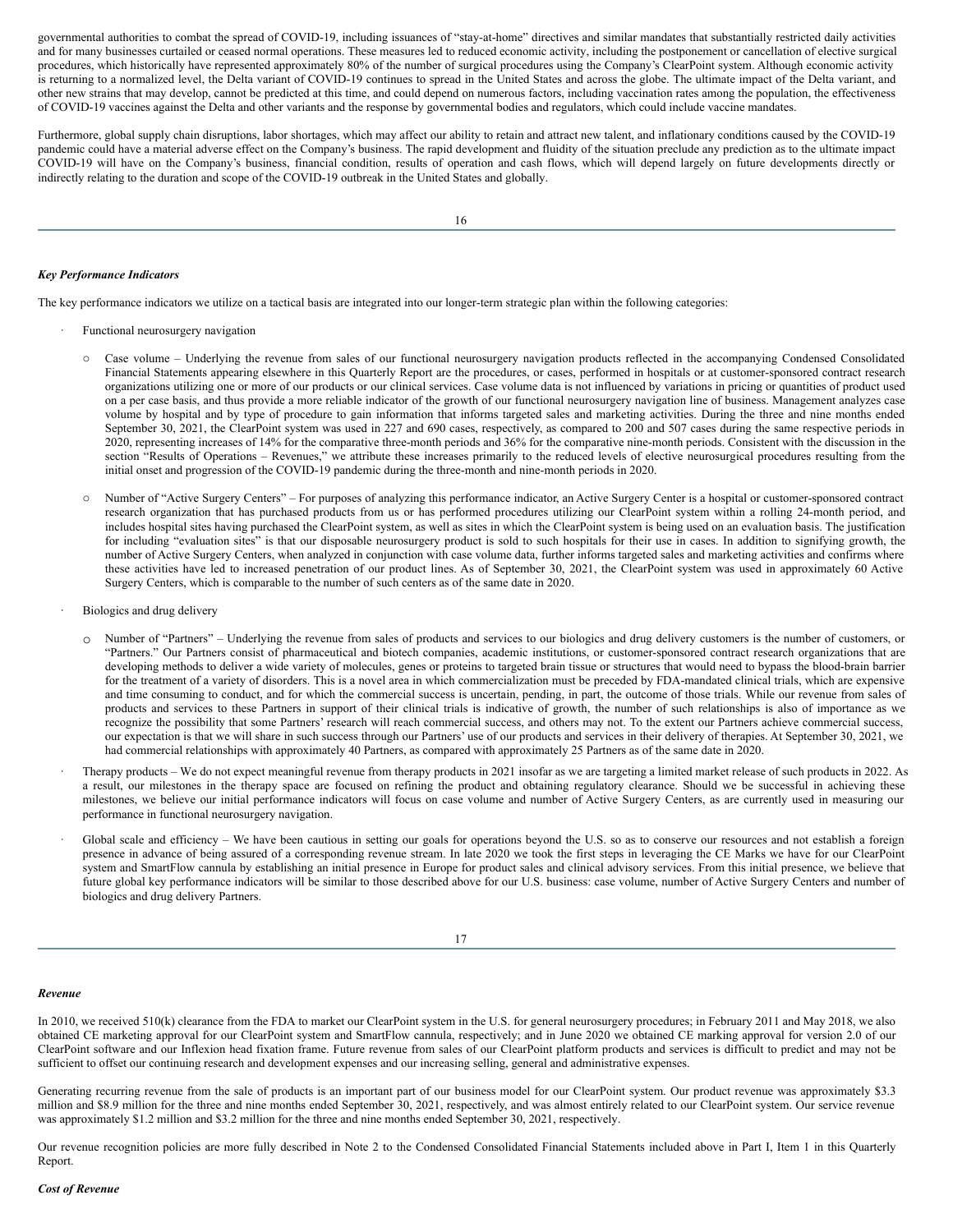governmental authorities to combat the spread of COVID-19, including issuances of "stay-at-home" directives and similar mandates that substantially restricted daily activities and for many businesses curtailed or ceased normal operations. These measures led to reduced economic activity, including the postponement or cancellation of elective surgical procedures, which historically have represented approximately 80% of the number of surgical procedures using the Company's ClearPoint system. Although economic activity is returning to a normalized level, the Delta variant of COVID-19 continues to spread in the United States and across the globe. The ultimate impact of the Delta variant, and other new strains that may develop, cannot be predicted at this time, and could depend on numerous factors, including vaccination rates among the population, the effectiveness of COVID-19 vaccines against the Delta and other variants and the response by governmental bodies and regulators, which could include vaccine mandates.

Furthermore, global supply chain disruptions, labor shortages, which may affect our ability to retain and attract new talent, and inflationary conditions caused by the COVID-19 pandemic could have a material adverse effect on the Company's business. The rapid development and fluidity of the situation preclude any prediction as to the ultimate impact COVID-19 will have on the Company's business, financial condition, results of operation and cash flows, which will depend largely on future developments directly or indirectly relating to the duration and scope of the COVID-19 outbreak in the United States and globally.

### *Key Performance Indicators*

The key performance indicators we utilize on a tactical basis are integrated into our longer-term strategic plan within the following categories:

- Functional neurosurgery navigation
  - Case volume – Underlying the revenue from sales of our functional neurosurgery navigation products reflected in the accompanying Condensed Consolidated Financial Statements appearing elsewhere in this Quarterly Report are the procedures, or cases, performed in hospitals or at customer-sponsored contract research organizations utilizing one or more of our products or our clinical services. Case volume data is not influenced by variations in pricing or quantities of product used on a per case basis, and thus provide a more reliable indicator of the growth of our functional neurosurgery navigation line of business. Management analyzes case volume by hospital and by type of procedure to gain information that informs targeted sales and marketing activities. During the three and nine months ended September 30, 2021, the ClearPoint system was used in 227 and 690 cases, respectively, as compared to 200 and 507 cases during the same respective periods in 2020, representing increases of 14% for the comparative three-month periods and 36% for the comparative nine-month periods. Consistent with the discussion in the section "Results of Operations – Revenues," we attribute these increases primarily to the reduced levels of elective neurosurgical procedures resulting from the initial onset and progression of the COVID-19 pandemic during the three-month and nine-month periods in 2020.
  - Number of "Active Surgery Centers" – For purposes of analyzing this performance indicator, an Active Surgery Center is a hospital or customer-sponsored contract research organization that has purchased products from us or has performed procedures utilizing our ClearPoint system within a rolling 24-month period, and includes hospital sites having purchased the ClearPoint system, as well as sites in which the ClearPoint system is being used on an evaluation basis. The justification for including "evaluation sites" is that our disposable neurosurgery product is sold to such hospitals for their use in cases. In addition to signifying growth, the number of Active Surgery Centers, when analyzed in conjunction with case volume data, further informs targeted sales and marketing activities and confirms where these activities have led to increased penetration of our product lines. As of September 30, 2021, the ClearPoint system was used in approximately 60 Active Surgery Centers, which is comparable to the number of such centers as of the same date in 2020.
- Biologics and drug delivery
  - Number of "Partners" – Underlying the revenue from sales of products and services to our biologics and drug delivery customers is the number of customers, or "Partners." Our Partners consist of pharmaceutical and biotech companies, academic institutions, or customer-sponsored contract research organizations that are developing methods to deliver a wide variety of molecules, genes or proteins to targeted brain tissue or structures that would need to bypass the blood-brain barrier for the treatment of a variety of disorders. This is a novel area in which commercialization must be preceded by FDA-mandated clinical trials, which are expensive and time consuming to conduct, and for which the commercial success is uncertain, pending, in part, the outcome of those trials. While our revenue from sales of products and services to these Partners in support of their clinical trials is indicative of growth, the number of such relationships is also of importance as we recognize the possibility that some Partners' research will reach commercial success, and others may not. To the extent our Partners achieve commercial success, our expectation is that we will share in such success through our Partners' use of our products and services in their delivery of therapies. At September 30, 2021, we had commercial relationships with approximately 40 Partners, as compared with approximately 25 Partners as of the same date in 2020.
- Therapy products – We do not expect meaningful revenue from therapy products in 2021 insofar as we are targeting a limited market release of such products in 2022. As a result, our milestones in the therapy space are focused on refining the product and obtaining regulatory clearance. Should we be successful in achieving these milestones, we believe our initial performance indicators will focus on case volume and number of Active Surgery Centers, as are currently used in measuring our performance in functional neurosurgery navigation.
- Global scale and efficiency – We have been cautious in setting our goals for operations beyond the U.S. so as to conserve our resources and not establish a foreign presence in advance of being assured of a corresponding revenue stream. In late 2020 we took the first steps in leveraging the CE Marks we have for our ClearPoint system and SmartFlow cannula by establishing an initial presence in Europe for product sales and clinical advisory services. From this initial presence, we believe that future global key performance indicators will be similar to those described above for our U.S. business: case volume, number of Active Surgery Centers and number of biologics and drug delivery Partners.

### *Revenue*

In 2010, we received 510(k) clearance from the FDA to market our ClearPoint system in the U.S. for general neurosurgery procedures; in February 2011 and May 2018, we also obtained CE marketing approval for our ClearPoint system and SmartFlow cannula, respectively; and in June 2020 we obtained CE marking approval for version 2.0 of our ClearPoint software and our Inflexion head fixation frame. Future revenue from sales of our ClearPoint platform products and services is difficult to predict and may not be sufficient to offset our continuing research and development expenses and our increasing selling, general and administrative expenses.

Generating recurring revenue from the sale of products is an important part of our business model for our ClearPoint system. Our product revenue was approximately $3.3 million and $8.9 million for the three and nine months ended September 30, 2021, respectively, and was almost entirely related to our ClearPoint system. Our service revenue was approximately $1.2 million and $3.2 million for the three and nine months ended September 30, 2021, respectively.

Our revenue recognition policies are more fully described in Note 2 to the Condensed Consolidated Financial Statements included above in Part I, Item 1 in this Quarterly Report.

### *Cost of Revenue*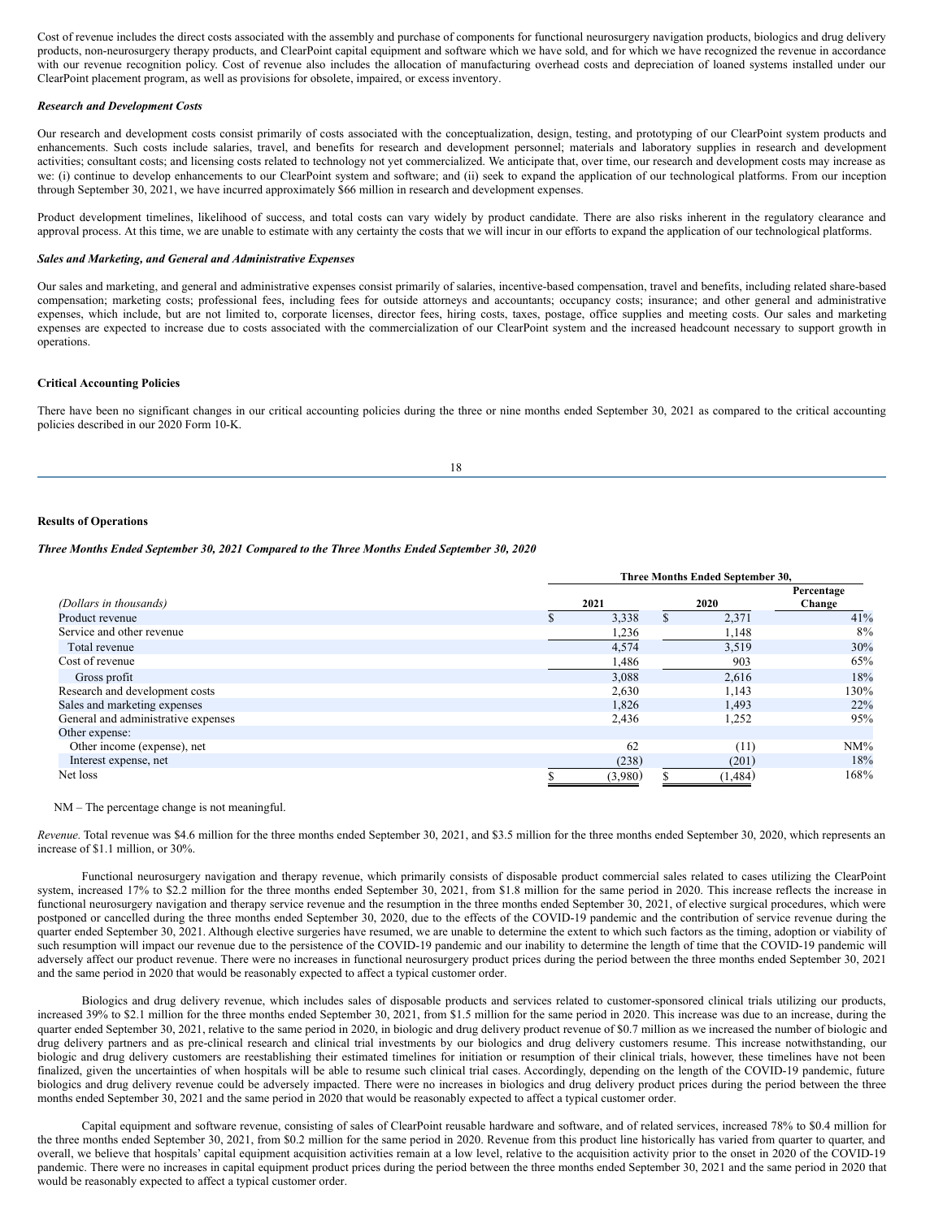Cost of revenue includes the direct costs associated with the assembly and purchase of components for functional neurosurgery navigation products, biologics and drug delivery products, non-neurosurgery therapy products, and ClearPoint capital equipment and software which we have sold, and for which we have recognized the revenue in accordance with our revenue recognition policy. Cost of revenue also includes the allocation of manufacturing overhead costs and depreciation of loaned systems installed under our ClearPoint placement program, as well as provisions for obsolete, impaired, or excess inventory.

***Research and Development Costs***

Our research and development costs consist primarily of costs associated with the conceptualization, design, testing, and prototyping of our ClearPoint system products and enhancements. Such costs include salaries, travel, and benefits for research and development personnel; materials and laboratory supplies in research and development activities; consultant costs; and licensing costs related to technology not yet commercialized. We anticipate that, over time, our research and development costs may increase as we: (i) continue to develop enhancements to our ClearPoint system and software; and (ii) seek to expand the application of our technological platforms. From our inception through September 30, 2021, we have incurred approximately $66 million in research and development expenses.

Product development timelines, likelihood of success, and total costs can vary widely by product candidate. There are also risks inherent in the regulatory clearance and approval process. At this time, we are unable to estimate with any certainty the costs that we will incur in our efforts to expand the application of our technological platforms.

***Sales and Marketing, and General and Administrative Expenses***

Our sales and marketing, and general and administrative expenses consist primarily of salaries, incentive-based compensation, travel and benefits, including related share-based compensation; marketing costs; professional fees, including fees for outside attorneys and accountants; occupancy costs; insurance; and other general and administrative expenses, which include, but are not limited to, corporate licenses, director fees, hiring costs, taxes, postage, office supplies and meeting costs. Our sales and marketing expenses are expected to increase due to costs associated with the commercialization of our ClearPoint system and the increased headcount necessary to support growth in operations.

**Critical Accounting Policies**

There have been no significant changes in our critical accounting policies during the three or nine months ended September 30, 2021 as compared to the critical accounting policies described in our 2020 Form 10-K.

**Results of Operations**

***Three Months Ended September 30, 2021 Compared to the Three Months Ended September 30, 2020***

| *(Dollars in thousands)* | Three Months Ended September 30, 2021 | 2020 | Percentage Change |
|---|---|---|---|
| Product revenue | $ 3,338 | $ 2,371 | 41% |
| Service and other revenue | 1,236 | 1,148 | 8% |
| Total revenue | 4,574 | 3,519 | 30% |
| Cost of revenue | 1,486 | 903 | 65% |
| Gross profit | 3,088 | 2,616 | 18% |
| Research and development costs | 2,630 | 1,143 | 130% |
| Sales and marketing expenses | 1,826 | 1,493 | 22% |
| General and administrative expenses | 2,436 | 1,252 | 95% |
| Other expense: | | | |
| Other income (expense), net | 62 | (11) | NM% |
| Interest expense, net | (238) | (201) | 18% |
| Net loss | $ (3,980) | $ (1,484) | 168% |

NM – The percentage change is not meaningful.

*Revenue.* Total revenue was $4.6 million for the three months ended September 30, 2021, and $3.5 million for the three months ended September 30, 2020, which represents an increase of $1.1 million, or 30%.

Functional neurosurgery navigation and therapy revenue, which primarily consists of disposable product commercial sales related to cases utilizing the ClearPoint system, increased 17% to $2.2 million for the three months ended September 30, 2021, from $1.8 million for the same period in 2020. This increase reflects the increase in functional neurosurgery navigation and therapy service revenue and the resumption in the three months ended September 30, 2021, of elective surgical procedures, which were postponed or cancelled during the three months ended September 30, 2020, due to the effects of the COVID-19 pandemic and the contribution of service revenue during the quarter ended September 30, 2021. Although elective surgeries have resumed, we are unable to determine the extent to which such factors as the timing, adoption or viability of such resumption will impact our revenue due to the persistence of the COVID-19 pandemic and our inability to determine the length of time that the COVID-19 pandemic will adversely affect our product revenue. There were no increases in functional neurosurgery product prices during the period between the three months ended September 30, 2021 and the same period in 2020 that would be reasonably expected to affect a typical customer order.

Biologics and drug delivery revenue, which includes sales of disposable products and services related to customer-sponsored clinical trials utilizing our products, increased 39% to $2.1 million for the three months ended September 30, 2021, from $1.5 million for the same period in 2020. This increase was due to an increase, during the quarter ended September 30, 2021, relative to the same period in 2020, in biologic and drug delivery product revenue of $0.7 million as we increased the number of biologic and drug delivery partners and as pre-clinical research and clinical trial investments by our biologics and drug delivery customers resume. This increase notwithstanding, our biologic and drug delivery customers are reestablishing their estimated timelines for initiation or resumption of their clinical trials, however, these timelines have not been finalized, given the uncertainties of when hospitals will be able to resume such clinical trial cases. Accordingly, depending on the length of the COVID-19 pandemic, future biologics and drug delivery revenue could be adversely impacted. There were no increases in biologics and drug delivery product prices during the period between the three months ended September 30, 2021 and the same period in 2020 that would be reasonably expected to affect a typical customer order.

Capital equipment and software revenue, consisting of sales of ClearPoint reusable hardware and software, and of related services, increased 78% to $0.4 million for the three months ended September 30, 2021, from $0.2 million for the same period in 2020. Revenue from this product line historically has varied from quarter to quarter, and overall, we believe that hospitals' capital equipment acquisition activities remain at a low level, relative to the acquisition activity prior to the onset in 2020 of the COVID-19 pandemic. There were no increases in capital equipment product prices during the period between the three months ended September 30, 2021 and the same period in 2020 that would be reasonably expected to affect a typical customer order.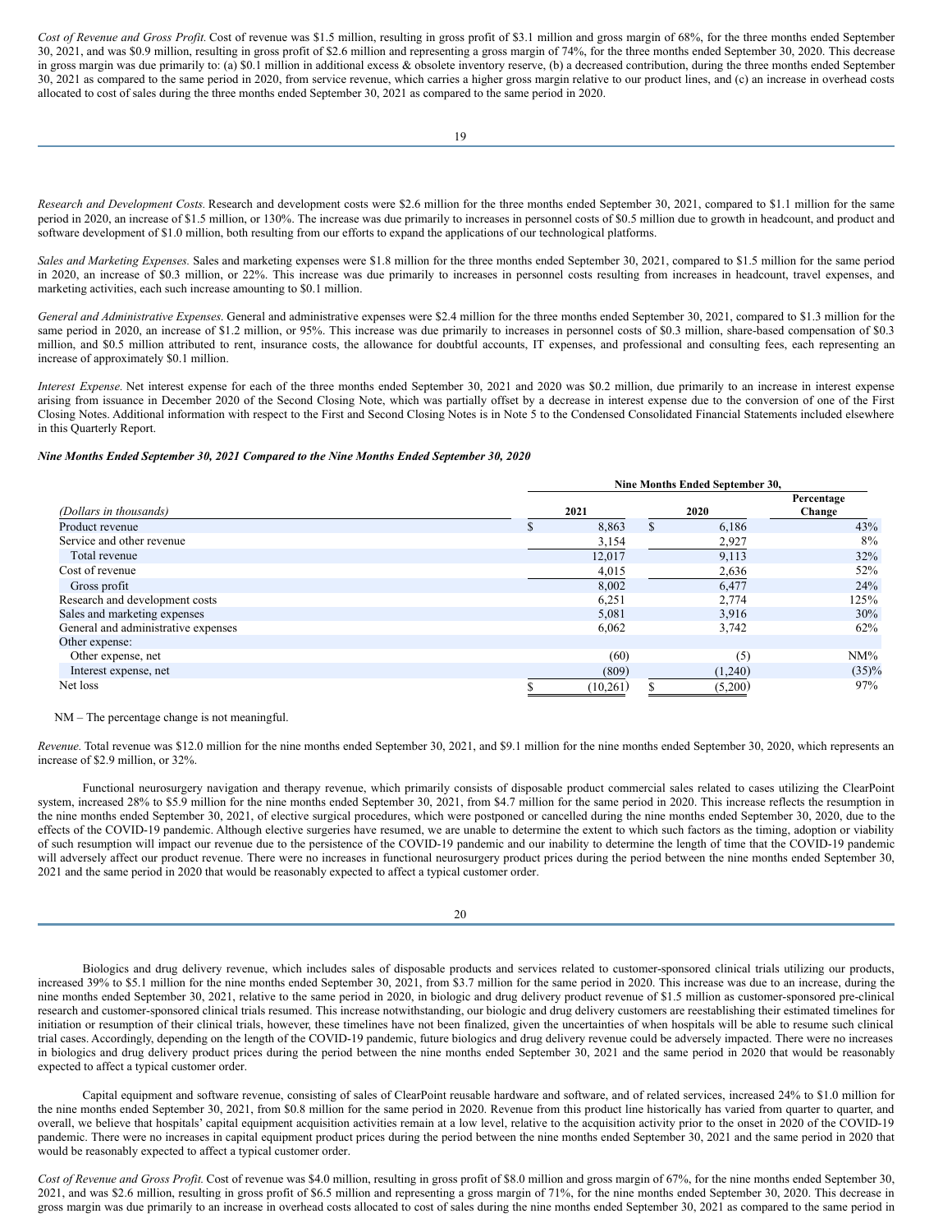*Cost of Revenue and Gross Profit.* Cost of revenue was $1.5 million, resulting in gross profit of $3.1 million and gross margin of 68%, for the three months ended September 30, 2021, and was $0.9 million, resulting in gross profit of $2.6 million and representing a gross margin of 74%, for the three months ended September 30, 2020. This decrease in gross margin was due primarily to: (a) $0.1 million in additional excess & obsolete inventory reserve, (b) a decreased contribution, during the three months ended September 30, 2021 as compared to the same period in 2020, from service revenue, which carries a higher gross margin relative to our product lines, and (c) an increase in overhead costs allocated to cost of sales during the three months ended September 30, 2021 as compared to the same period in 2020.

*Research and Development Costs.* Research and development costs were $2.6 million for the three months ended September 30, 2021, compared to $1.1 million for the same period in 2020, an increase of $1.5 million, or 130%. The increase was due primarily to increases in personnel costs of $0.5 million due to growth in headcount, and product and software development of $1.0 million, both resulting from our efforts to expand the applications of our technological platforms.

*Sales and Marketing Expenses.* Sales and marketing expenses were $1.8 million for the three months ended September 30, 2021, compared to $1.5 million for the same period in 2020, an increase of $0.3 million, or 22%. This increase was due primarily to increases in personnel costs resulting from increases in headcount, travel expenses, and marketing activities, each such increase amounting to $0.1 million.

*General and Administrative Expenses.* General and administrative expenses were $2.4 million for the three months ended September 30, 2021, compared to $1.3 million for the same period in 2020, an increase of $1.2 million, or 95%. This increase was due primarily to increases in personnel costs of $0.3 million, share-based compensation of $0.3 million, and $0.5 million attributed to rent, insurance costs, the allowance for doubtful accounts, IT expenses, and professional and consulting fees, each representing an increase of approximately $0.1 million.

*Interest Expense.* Net interest expense for each of the three months ended September 30, 2021 and 2020 was $0.2 million, due primarily to an increase in interest expense arising from issuance in December 2020 of the Second Closing Note, which was partially offset by a decrease in interest expense due to the conversion of one of the First Closing Notes. Additional information with respect to the First and Second Closing Notes is in Note 5 to the Condensed Consolidated Financial Statements included elsewhere in this Quarterly Report.

***Nine Months Ended September 30, 2021 Compared to the Nine Months Ended September 30, 2020***

| | Nine Months Ended September 30, | | |
|---|---|---|---|
| *(Dollars in thousands)* | 2021 | 2020 | Percentage Change |
| Product revenue | $ 8,863 | $ 6,186 | 43% |
| Service and other revenue | 3,154 | 2,927 | 8% |
| Total revenue | 12,017 | 9,113 | 32% |
| Cost of revenue | 4,015 | 2,636 | 52% |
| Gross profit | 8,002 | 6,477 | 24% |
| Research and development costs | 6,251 | 2,774 | 125% |
| Sales and marketing expenses | 5,081 | 3,916 | 30% |
| General and administrative expenses | 6,062 | 3,742 | 62% |
| Other expense: | | | |
| Other expense, net | (60) | (5) | NM% |
| Interest expense, net | (809) | (1,240) | (35)% |
| Net loss | $ (10,261) | $ (5,200) | 97% |

NM – The percentage change is not meaningful.

*Revenue.* Total revenue was $12.0 million for the nine months ended September 30, 2021, and $9.1 million for the nine months ended September 30, 2020, which represents an increase of $2.9 million, or 32%.

Functional neurosurgery navigation and therapy revenue, which primarily consists of disposable product commercial sales related to cases utilizing the ClearPoint system, increased 28% to $5.9 million for the nine months ended September 30, 2021, from $4.7 million for the same period in 2020. This increase reflects the resumption in the nine months ended September 30, 2021, of elective surgical procedures, which were postponed or cancelled during the nine months ended September 30, 2020, due to the effects of the COVID-19 pandemic. Although elective surgeries have resumed, we are unable to determine the extent to which such factors as the timing, adoption or viability of such resumption will impact our revenue due to the persistence of the COVID-19 pandemic and our inability to determine the length of time that the COVID-19 pandemic will adversely affect our product revenue. There were no increases in functional neurosurgery product prices during the period between the nine months ended September 30, 2021 and the same period in 2020 that would be reasonably expected to affect a typical customer order.

Biologics and drug delivery revenue, which includes sales of disposable products and services related to customer-sponsored clinical trials utilizing our products, increased 39% to $5.1 million for the nine months ended September 30, 2021, from $3.7 million for the same period in 2020. This increase was due to an increase, during the nine months ended September 30, 2021, relative to the same period in 2020, in biologic and drug delivery product revenue of $1.5 million as customer-sponsored pre-clinical research and customer-sponsored clinical trials resumed. This increase notwithstanding, our biologic and drug delivery customers are reestablishing their estimated timelines for initiation or resumption of their clinical trials, however, these timelines have not been finalized, given the uncertainties of when hospitals will be able to resume such clinical trial cases. Accordingly, depending on the length of the COVID-19 pandemic, future biologics and drug delivery revenue could be adversely impacted. There were no increases in biologics and drug delivery product prices during the period between the nine months ended September 30, 2021 and the same period in 2020 that would be reasonably expected to affect a typical customer order.

Capital equipment and software revenue, consisting of sales of ClearPoint reusable hardware and software, and of related services, increased 24% to $1.0 million for the nine months ended September 30, 2021, from $0.8 million for the same period in 2020. Revenue from this product line historically has varied from quarter to quarter, and overall, we believe that hospitals' capital equipment acquisition activities remain at a low level, relative to the acquisition activity prior to the onset in 2020 of the COVID-19 pandemic. There were no increases in capital equipment product prices during the period between the nine months ended September 30, 2021 and the same period in 2020 that would be reasonably expected to affect a typical customer order.

*Cost of Revenue and Gross Profit.* Cost of revenue was $4.0 million, resulting in gross profit of $8.0 million and gross margin of 67%, for the nine months ended September 30, 2021, and was $2.6 million, resulting in gross profit of $6.5 million and representing a gross margin of 71%, for the nine months ended September 30, 2020. This decrease in gross margin was due primarily to an increase in overhead costs allocated to cost of sales during the nine months ended September 30, 2021 as compared to the same period in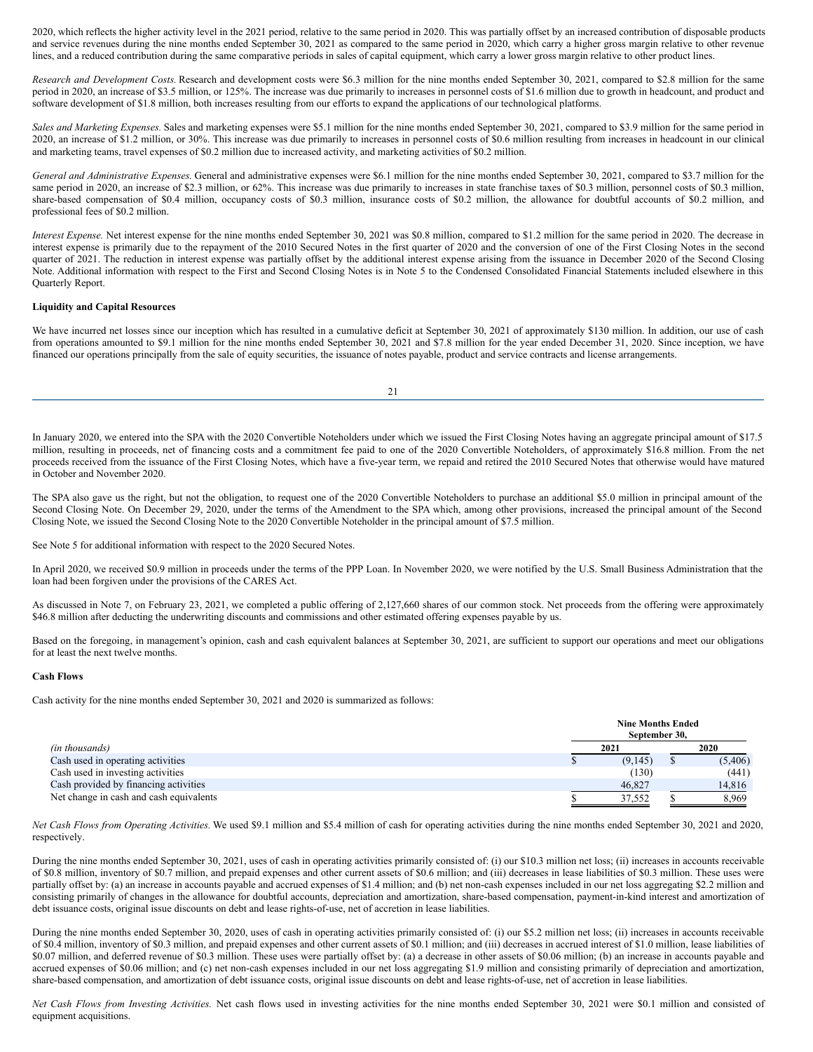2020, which reflects the higher activity level in the 2021 period, relative to the same period in 2020. This was partially offset by an increased contribution of disposable products and service revenues during the nine months ended September 30, 2021 as compared to the same period in 2020, which carry a higher gross margin relative to other revenue lines, and a reduced contribution during the same comparative periods in sales of capital equipment, which carry a lower gross margin relative to other product lines.

*Research and Development Costs.* Research and development costs were $6.3 million for the nine months ended September 30, 2021, compared to $2.8 million for the same period in 2020, an increase of $3.5 million, or 125%. The increase was due primarily to increases in personnel costs of $1.6 million due to growth in headcount, and product and software development of $1.8 million, both increases resulting from our efforts to expand the applications of our technological platforms.

*Sales and Marketing Expenses.* Sales and marketing expenses were $5.1 million for the nine months ended September 30, 2021, compared to $3.9 million for the same period in 2020, an increase of $1.2 million, or 30%. This increase was due primarily to increases in personnel costs of $0.6 million resulting from increases in headcount in our clinical and marketing teams, travel expenses of $0.2 million due to increased activity, and marketing activities of $0.2 million.

*General and Administrative Expenses.* General and administrative expenses were $6.1 million for the nine months ended September 30, 2021, compared to $3.7 million for the same period in 2020, an increase of $2.3 million, or 62%. This increase was due primarily to increases in state franchise taxes of $0.3 million, personnel costs of $0.3 million, share-based compensation of $0.4 million, occupancy costs of $0.3 million, insurance costs of $0.2 million, the allowance for doubtful accounts of $0.2 million, and professional fees of $0.2 million.

*Interest Expense.* Net interest expense for the nine months ended September 30, 2021 was $0.8 million, compared to $1.2 million for the same period in 2020. The decrease in interest expense is primarily due to the repayment of the 2010 Secured Notes in the first quarter of 2020 and the conversion of one of the First Closing Notes in the second quarter of 2021. The reduction in interest expense was partially offset by the additional interest expense arising from the issuance in December 2020 of the Second Closing Note. Additional information with respect to the First and Second Closing Notes is in Note 5 to the Condensed Consolidated Financial Statements included elsewhere in this Quarterly Report.

**Liquidity and Capital Resources**

We have incurred net losses since our inception which has resulted in a cumulative deficit at September 30, 2021 of approximately $130 million. In addition, our use of cash from operations amounted to $9.1 million for the nine months ended September 30, 2021 and $7.8 million for the year ended December 31, 2020. Since inception, we have financed our operations principally from the sale of equity securities, the issuance of notes payable, product and service contracts and license arrangements.

In January 2020, we entered into the SPA with the 2020 Convertible Noteholders under which we issued the First Closing Notes having an aggregate principal amount of $17.5 million, resulting in proceeds, net of financing costs and a commitment fee paid to one of the 2020 Convertible Noteholders, of approximately $16.8 million. From the net proceeds received from the issuance of the First Closing Notes, which have a five-year term, we repaid and retired the 2010 Secured Notes that otherwise would have matured in October and November 2020.

The SPA also gave us the right, but not the obligation, to request one of the 2020 Convertible Noteholders to purchase an additional $5.0 million in principal amount of the Second Closing Note. On December 29, 2020, under the terms of the Amendment to the SPA which, among other provisions, increased the principal amount of the Second Closing Note, we issued the Second Closing Note to the 2020 Convertible Noteholder in the principal amount of $7.5 million.

See Note 5 for additional information with respect to the 2020 Secured Notes.

In April 2020, we received $0.9 million in proceeds under the terms of the PPP Loan. In November 2020, we were notified by the U.S. Small Business Administration that the loan had been forgiven under the provisions of the CARES Act.

As discussed in Note 7, on February 23, 2021, we completed a public offering of 2,127,660 shares of our common stock. Net proceeds from the offering were approximately $46.8 million after deducting the underwriting discounts and commissions and other estimated offering expenses payable by us.

Based on the foregoing, in management's opinion, cash and cash equivalent balances at September 30, 2021, are sufficient to support our operations and meet our obligations for at least the next twelve months.

**Cash Flows**

Cash activity for the nine months ended September 30, 2021 and 2020 is summarized as follows:

| *(in thousands)* | Nine Months Ended September 30, 2021 | Nine Months Ended September 30, 2020 |
|---|---|---|
| Cash used in operating activities | $ (9,145) | $ (5,406) |
| Cash used in investing activities | (130) | (441) |
| Cash provided by financing activities | 46,827 | 14,816 |
| Net change in cash and cash equivalents | $ 37,552 | $ 8,969 |

*Net Cash Flows from Operating Activities.* We used $9.1 million and $5.4 million of cash for operating activities during the nine months ended September 30, 2021 and 2020, respectively.

During the nine months ended September 30, 2021, uses of cash in operating activities primarily consisted of: (i) our $10.3 million net loss; (ii) increases in accounts receivable of $0.8 million, inventory of $0.7 million, and prepaid expenses and other current assets of $0.6 million; and (iii) decreases in lease liabilities of $0.3 million. These uses were partially offset by: (a) an increase in accounts payable and accrued expenses of $1.4 million; and (b) net non-cash expenses included in our net loss aggregating $2.2 million and consisting primarily of changes in the allowance for doubtful accounts, depreciation and amortization, share-based compensation, payment-in-kind interest and amortization of debt issuance costs, original issue discounts on debt and lease rights-of-use, net of accretion in lease liabilities.

During the nine months ended September 30, 2020, uses of cash in operating activities primarily consisted of: (i) our $5.2 million net loss; (ii) increases in accounts receivable of $0.4 million, inventory of $0.3 million, and prepaid expenses and other current assets of $0.1 million; and (iii) decreases in accrued interest of $1.0 million, lease liabilities of $0.07 million, and deferred revenue of $0.3 million. These uses were partially offset by: (a) a decrease in other assets of $0.06 million; (b) an increase in accounts payable and accrued expenses of $0.06 million; and (c) net non-cash expenses included in our net loss aggregating $1.9 million and consisting primarily of depreciation and amortization, share-based compensation, and amortization of debt issuance costs, original issue discounts on debt and lease rights-of-use, net of accretion in lease liabilities.

*Net Cash Flows from Investing Activities.* Net cash flows used in investing activities for the nine months ended September 30, 2021 were $0.1 million and consisted of equipment acquisitions.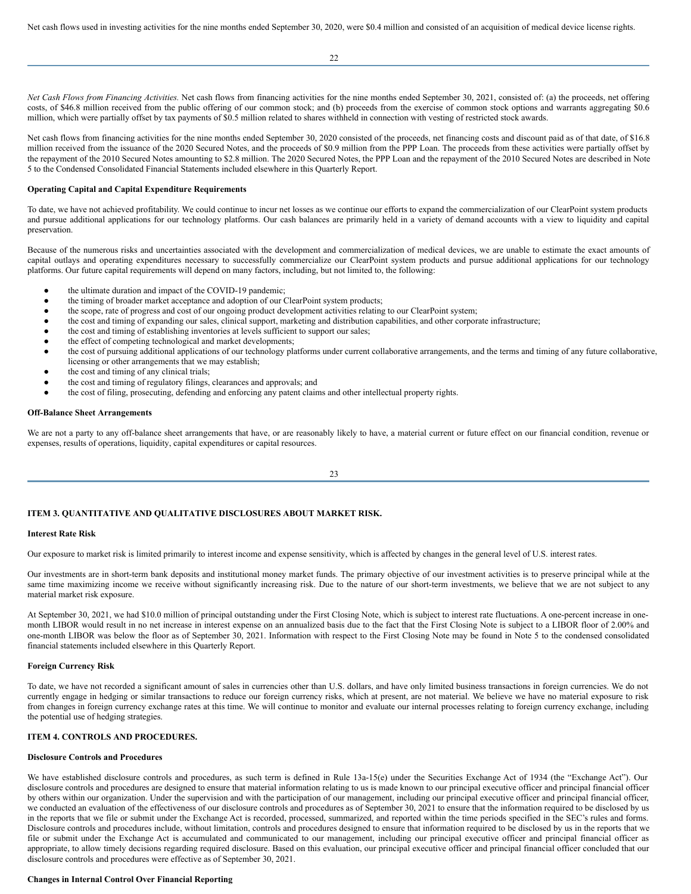Net cash flows used in investing activities for the nine months ended September 30, 2020, were $0.4 million and consisted of an acquisition of medical device license rights.

*Net Cash Flows from Financing Activities.* Net cash flows from financing activities for the nine months ended September 30, 2021, consisted of: (a) the proceeds, net offering costs, of $46.8 million received from the public offering of our common stock; and (b) proceeds from the exercise of common stock options and warrants aggregating $0.6 million, which were partially offset by tax payments of $0.5 million related to shares withheld in connection with vesting of restricted stock awards.

Net cash flows from financing activities for the nine months ended September 30, 2020 consisted of the proceeds, net financing costs and discount paid as of that date, of $16.8 million received from the issuance of the 2020 Secured Notes, and the proceeds of $0.9 million from the PPP Loan. The proceeds from these activities were partially offset by the repayment of the 2010 Secured Notes amounting to $2.8 million. The 2020 Secured Notes, the PPP Loan and the repayment of the 2010 Secured Notes are described in Note 5 to the Condensed Consolidated Financial Statements included elsewhere in this Quarterly Report.

**Operating Capital and Capital Expenditure Requirements**

To date, we have not achieved profitability. We could continue to incur net losses as we continue our efforts to expand the commercialization of our ClearPoint system products and pursue additional applications for our technology platforms. Our cash balances are primarily held in a variety of demand accounts with a view to liquidity and capital preservation.

Because of the numerous risks and uncertainties associated with the development and commercialization of medical devices, we are unable to estimate the exact amounts of capital outlays and operating expenditures necessary to successfully commercialize our ClearPoint system products and pursue additional applications for our technology platforms. Our future capital requirements will depend on many factors, including, but not limited to, the following:

- the ultimate duration and impact of the COVID-19 pandemic;
- the timing of broader market acceptance and adoption of our ClearPoint system products;
- the scope, rate of progress and cost of our ongoing product development activities relating to our ClearPoint system;
- the cost and timing of expanding our sales, clinical support, marketing and distribution capabilities, and other corporate infrastructure;
- the cost and timing of establishing inventories at levels sufficient to support our sales;
- the effect of competing technological and market developments;
- the cost of pursuing additional applications of our technology platforms under current collaborative arrangements, and the terms and timing of any future collaborative, licensing or other arrangements that we may establish;
- the cost and timing of any clinical trials;
- the cost and timing of regulatory filings, clearances and approvals; and
- the cost of filing, prosecuting, defending and enforcing any patent claims and other intellectual property rights.

**Off-Balance Sheet Arrangements**

We are not a party to any off-balance sheet arrangements that have, or are reasonably likely to have, a material current or future effect on our financial condition, revenue or expenses, results of operations, liquidity, capital expenditures or capital resources.

## ITEM 3. QUANTITATIVE AND QUALITATIVE DISCLOSURES ABOUT MARKET RISK.

**Interest Rate Risk**

Our exposure to market risk is limited primarily to interest income and expense sensitivity, which is affected by changes in the general level of U.S. interest rates.

Our investments are in short-term bank deposits and institutional money market funds. The primary objective of our investment activities is to preserve principal while at the same time maximizing income we receive without significantly increasing risk. Due to the nature of our short-term investments, we believe that we are not subject to any material market risk exposure.

At September 30, 2021, we had $10.0 million of principal outstanding under the First Closing Note, which is subject to interest rate fluctuations. A one-percent increase in one-month LIBOR would result in no net increase in interest expense on an annualized basis due to the fact that the First Closing Note is subject to a LIBOR floor of 2.00% and one-month LIBOR was below the floor as of September 30, 2021. Information with respect to the First Closing Note may be found in Note 5 to the condensed consolidated financial statements included elsewhere in this Quarterly Report.

**Foreign Currency Risk**

To date, we have not recorded a significant amount of sales in currencies other than U.S. dollars, and have only limited business transactions in foreign currencies. We do not currently engage in hedging or similar transactions to reduce our foreign currency risks, which at present, are not material. We believe we have no material exposure to risk from changes in foreign currency exchange rates at this time. We will continue to monitor and evaluate our internal processes relating to foreign currency exchange, including the potential use of hedging strategies.

## ITEM 4. CONTROLS AND PROCEDURES.

**Disclosure Controls and Procedures**

We have established disclosure controls and procedures, as such term is defined in Rule 13a-15(e) under the Securities Exchange Act of 1934 (the "Exchange Act"). Our disclosure controls and procedures are designed to ensure that material information relating to us is made known to our principal executive officer and principal financial officer by others within our organization. Under the supervision and with the participation of our management, including our principal executive officer and principal financial officer, we conducted an evaluation of the effectiveness of our disclosure controls and procedures as of September 30, 2021 to ensure that the information required to be disclosed by us in the reports that we file or submit under the Exchange Act is recorded, processed, summarized, and reported within the time periods specified in the SEC's rules and forms. Disclosure controls and procedures include, without limitation, controls and procedures designed to ensure that information required to be disclosed by us in the reports that we file or submit under the Exchange Act is accumulated and communicated to our management, including our principal executive officer and principal financial officer as appropriate, to allow timely decisions regarding required disclosure. Based on this evaluation, our principal executive officer and principal financial officer concluded that our disclosure controls and procedures were effective as of September 30, 2021.

**Changes in Internal Control Over Financial Reporting**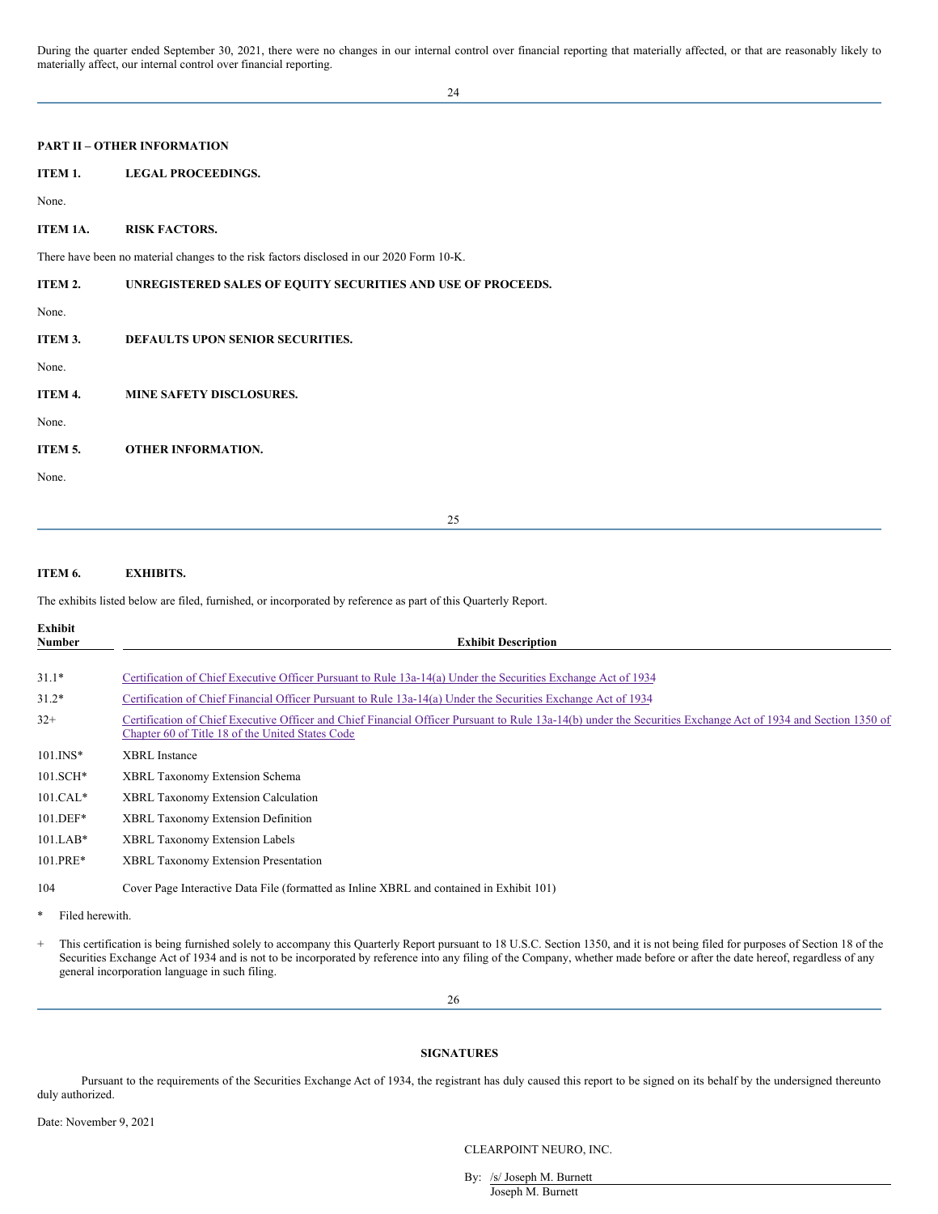During the quarter ended September 30, 2021, there were no changes in our internal control over financial reporting that materially affected, or that are reasonably likely to materially affect, our internal control over financial reporting.

## PART II – OTHER INFORMATION

### ITEM 1. LEGAL PROCEEDINGS.

None.

### ITEM 1A. RISK FACTORS.

There have been no material changes to the risk factors disclosed in our 2020 Form 10-K.

### ITEM 2. UNREGISTERED SALES OF EQUITY SECURITIES AND USE OF PROCEEDS.

None.

### ITEM 3. DEFAULTS UPON SENIOR SECURITIES.

None.

### ITEM 4. MINE SAFETY DISCLOSURES.

None.

### ITEM 5. OTHER INFORMATION.

None.

### ITEM 6. EXHIBITS.

The exhibits listed below are filed, furnished, or incorporated by reference as part of this Quarterly Report.

| Exhibit Number | Exhibit Description |
|---|---|
| 31.1* | Certification of Chief Executive Officer Pursuant to Rule 13a-14(a) Under the Securities Exchange Act of 1934 |
| 31.2* | Certification of Chief Financial Officer Pursuant to Rule 13a-14(a) Under the Securities Exchange Act of 1934 |
| 32+ | Certification of Chief Executive Officer and Chief Financial Officer Pursuant to Rule 13a-14(b) under the Securities Exchange Act of 1934 and Section 1350 of Chapter 60 of Title 18 of the United States Code |
| 101.INS* | XBRL Instance |
| 101.SCH* | XBRL Taxonomy Extension Schema |
| 101.CAL* | XBRL Taxonomy Extension Calculation |
| 101.DEF* | XBRL Taxonomy Extension Definition |
| 101.LAB* | XBRL Taxonomy Extension Labels |
| 101.PRE* | XBRL Taxonomy Extension Presentation |
| 104 | Cover Page Interactive Data File (formatted as Inline XBRL and contained in Exhibit 101) |

\* Filed herewith.

\+ This certification is being furnished solely to accompany this Quarterly Report pursuant to 18 U.S.C. Section 1350, and it is not being filed for purposes of Section 18 of the Securities Exchange Act of 1934 and is not to be incorporated by reference into any filing of the Company, whether made before or after the date hereof, regardless of any general incorporation language in such filing.

## SIGNATURES

Pursuant to the requirements of the Securities Exchange Act of 1934, the registrant has duly caused this report to be signed on its behalf by the undersigned thereunto duly authorized.

Date: November 9, 2021

CLEARPOINT NEURO, INC.

By: /s/ Joseph M. Burnett
Joseph M. Burnett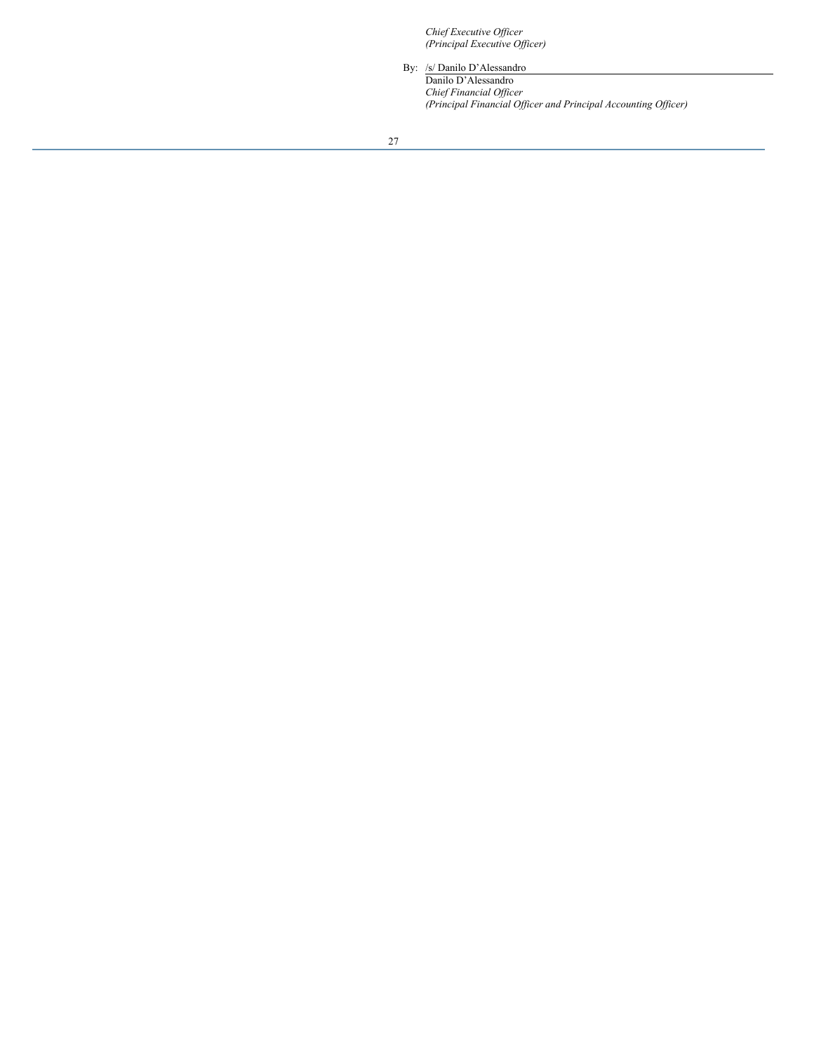*Chief Executive Officer*
*(Principal Executive Officer)*

By: /s/ Danilo D'Alessandro
Danilo D'Alessandro
*Chief Financial Officer*
*(Principal Financial Officer and Principal Accounting Officer)*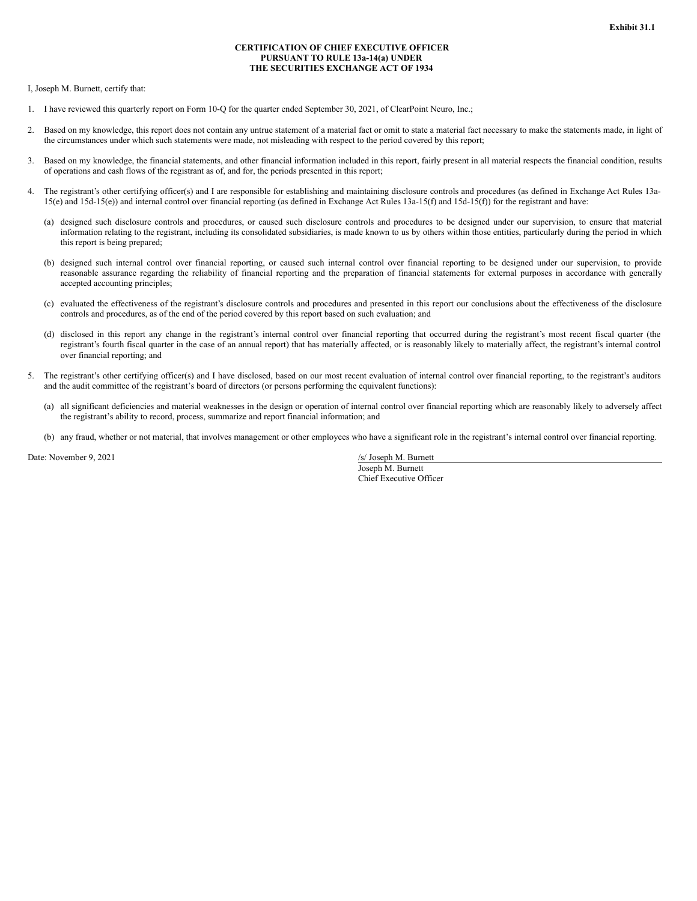**Exhibit 31.1**

**CERTIFICATION OF CHIEF EXECUTIVE OFFICER**
**PURSUANT TO RULE 13a-14(a) UNDER**
**THE SECURITIES EXCHANGE ACT OF 1934**

I, Joseph M. Burnett, certify that:

1. I have reviewed this quarterly report on Form 10-Q for the quarter ended September 30, 2021, of ClearPoint Neuro, Inc.;

2. Based on my knowledge, this report does not contain any untrue statement of a material fact or omit to state a material fact necessary to make the statements made, in light of the circumstances under which such statements were made, not misleading with respect to the period covered by this report;

3. Based on my knowledge, the financial statements, and other financial information included in this report, fairly present in all material respects the financial condition, results of operations and cash flows of the registrant as of, and for, the periods presented in this report;

4. The registrant's other certifying officer(s) and I are responsible for establishing and maintaining disclosure controls and procedures (as defined in Exchange Act Rules 13a-15(e) and 15d-15(e)) and internal control over financial reporting (as defined in Exchange Act Rules 13a-15(f) and 15d-15(f)) for the registrant and have:

   (a) designed such disclosure controls and procedures, or caused such disclosure controls and procedures to be designed under our supervision, to ensure that material information relating to the registrant, including its consolidated subsidiaries, is made known to us by others within those entities, particularly during the period in which this report is being prepared;

   (b) designed such internal control over financial reporting, or caused such internal control over financial reporting to be designed under our supervision, to provide reasonable assurance regarding the reliability of financial reporting and the preparation of financial statements for external purposes in accordance with generally accepted accounting principles;

   (c) evaluated the effectiveness of the registrant's disclosure controls and procedures and presented in this report our conclusions about the effectiveness of the disclosure controls and procedures, as of the end of the period covered by this report based on such evaluation; and

   (d) disclosed in this report any change in the registrant's internal control over financial reporting that occurred during the registrant's most recent fiscal quarter (the registrant's fourth fiscal quarter in the case of an annual report) that has materially affected, or is reasonably likely to materially affect, the registrant's internal control over financial reporting; and

5. The registrant's other certifying officer(s) and I have disclosed, based on our most recent evaluation of internal control over financial reporting, to the registrant's auditors and the audit committee of the registrant's board of directors (or persons performing the equivalent functions):

   (a) all significant deficiencies and material weaknesses in the design or operation of internal control over financial reporting which are reasonably likely to adversely affect the registrant's ability to record, process, summarize and report financial information; and

   (b) any fraud, whether or not material, that involves management or other employees who have a significant role in the registrant's internal control over financial reporting.

Date: November 9, 2021

/s/ Joseph M. Burnett
Joseph M. Burnett
Chief Executive Officer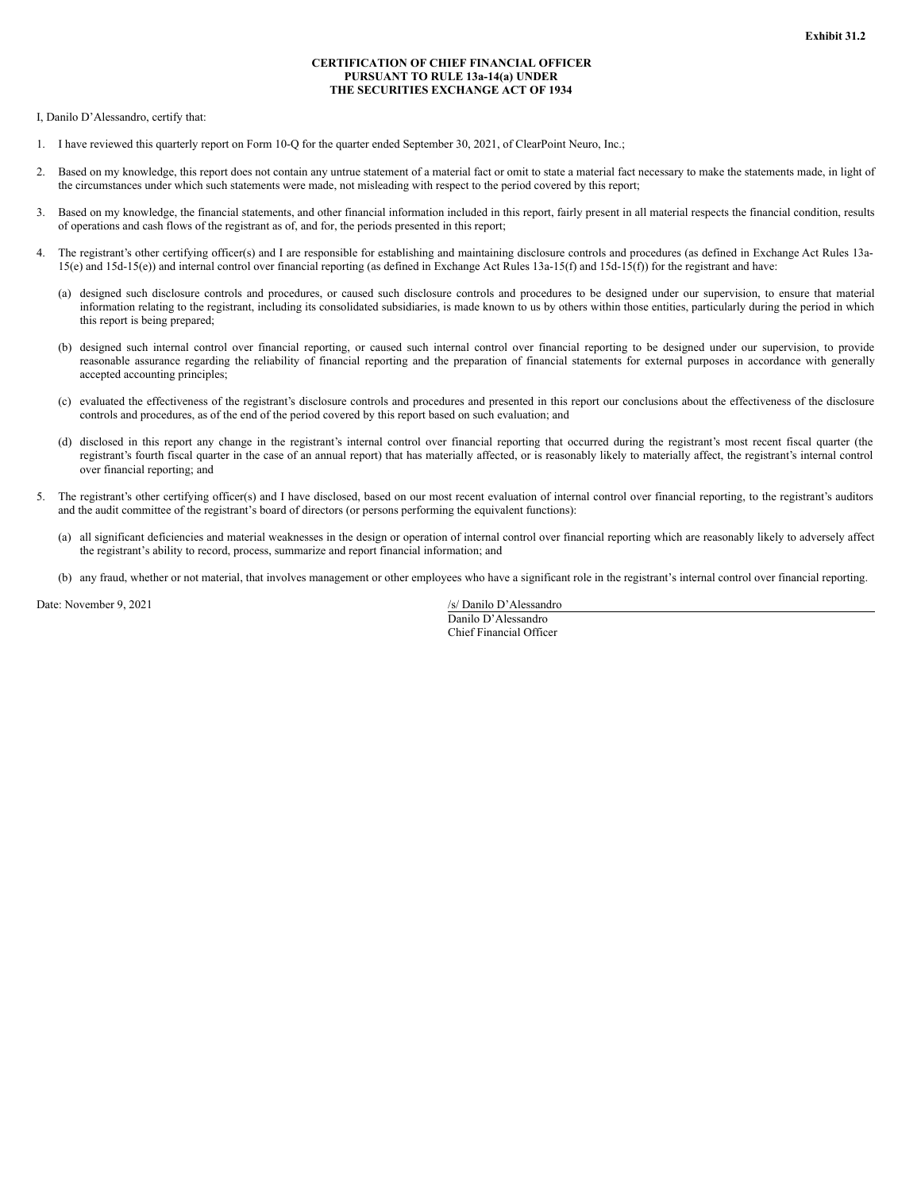**Exhibit 31.2**

**CERTIFICATION OF CHIEF FINANCIAL OFFICER**
**PURSUANT TO RULE 13a-14(a) UNDER**
**THE SECURITIES EXCHANGE ACT OF 1934**

I, Danilo D'Alessandro, certify that:

1. I have reviewed this quarterly report on Form 10-Q for the quarter ended September 30, 2021, of ClearPoint Neuro, Inc.;

2. Based on my knowledge, this report does not contain any untrue statement of a material fact or omit to state a material fact necessary to make the statements made, in light of the circumstances under which such statements were made, not misleading with respect to the period covered by this report;

3. Based on my knowledge, the financial statements, and other financial information included in this report, fairly present in all material respects the financial condition, results of operations and cash flows of the registrant as of, and for, the periods presented in this report;

4. The registrant's other certifying officer(s) and I are responsible for establishing and maintaining disclosure controls and procedures (as defined in Exchange Act Rules 13a-15(e) and 15d-15(e)) and internal control over financial reporting (as defined in Exchange Act Rules 13a-15(f) and 15d-15(f)) for the registrant and have:

   (a) designed such disclosure controls and procedures, or caused such disclosure controls and procedures to be designed under our supervision, to ensure that material information relating to the registrant, including its consolidated subsidiaries, is made known to us by others within those entities, particularly during the period in which this report is being prepared;

   (b) designed such internal control over financial reporting, or caused such internal control over financial reporting to be designed under our supervision, to provide reasonable assurance regarding the reliability of financial reporting and the preparation of financial statements for external purposes in accordance with generally accepted accounting principles;

   (c) evaluated the effectiveness of the registrant's disclosure controls and procedures and presented in this report our conclusions about the effectiveness of the disclosure controls and procedures, as of the end of the period covered by this report based on such evaluation; and

   (d) disclosed in this report any change in the registrant's internal control over financial reporting that occurred during the registrant's most recent fiscal quarter (the registrant's fourth fiscal quarter in the case of an annual report) that has materially affected, or is reasonably likely to materially affect, the registrant's internal control over financial reporting; and

5. The registrant's other certifying officer(s) and I have disclosed, based on our most recent evaluation of internal control over financial reporting, to the registrant's auditors and the audit committee of the registrant's board of directors (or persons performing the equivalent functions):

   (a) all significant deficiencies and material weaknesses in the design or operation of internal control over financial reporting which are reasonably likely to adversely affect the registrant's ability to record, process, summarize and report financial information; and

   (b) any fraud, whether or not material, that involves management or other employees who have a significant role in the registrant's internal control over financial reporting.

Date: November 9, 2021

/s/ Danilo D'Alessandro
Danilo D'Alessandro
Chief Financial Officer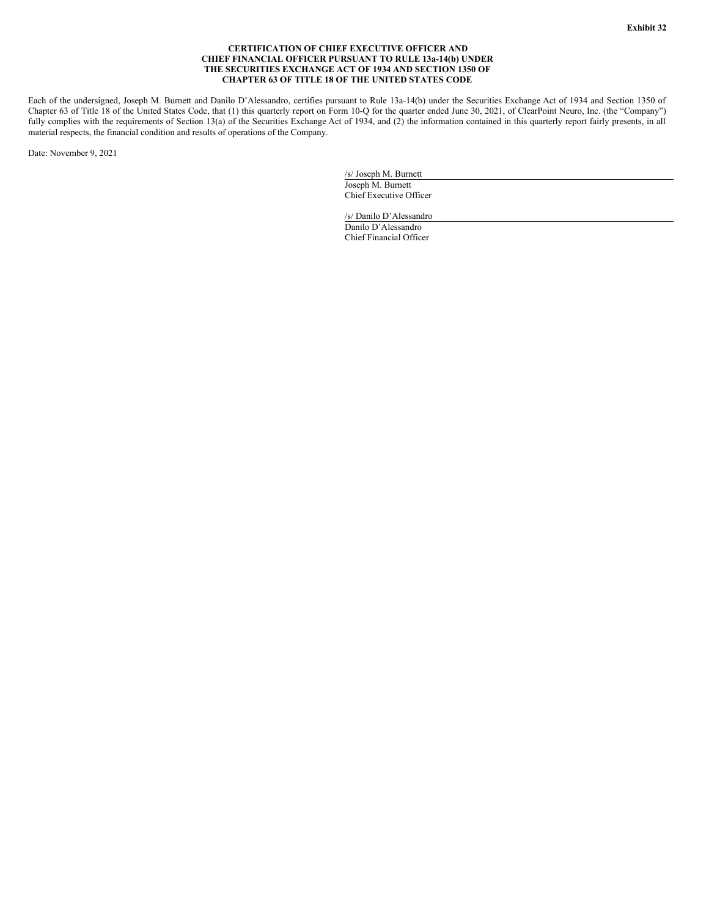**Exhibit 32**

**CERTIFICATION OF CHIEF EXECUTIVE OFFICER AND CHIEF FINANCIAL OFFICER PURSUANT TO RULE 13a-14(b) UNDER THE SECURITIES EXCHANGE ACT OF 1934 AND SECTION 1350 OF CHAPTER 63 OF TITLE 18 OF THE UNITED STATES CODE**

Each of the undersigned, Joseph M. Burnett and Danilo D'Alessandro, certifies pursuant to Rule 13a-14(b) under the Securities Exchange Act of 1934 and Section 1350 of Chapter 63 of Title 18 of the United States Code, that (1) this quarterly report on Form 10-Q for the quarter ended June 30, 2021, of ClearPoint Neuro, Inc. (the "Company") fully complies with the requirements of Section 13(a) of the Securities Exchange Act of 1934, and (2) the information contained in this quarterly report fairly presents, in all material respects, the financial condition and results of operations of the Company.

Date: November 9, 2021

/s/ Joseph M. Burnett
Joseph M. Burnett
Chief Executive Officer

/s/ Danilo D'Alessandro
Danilo D'Alessandro
Chief Financial Officer